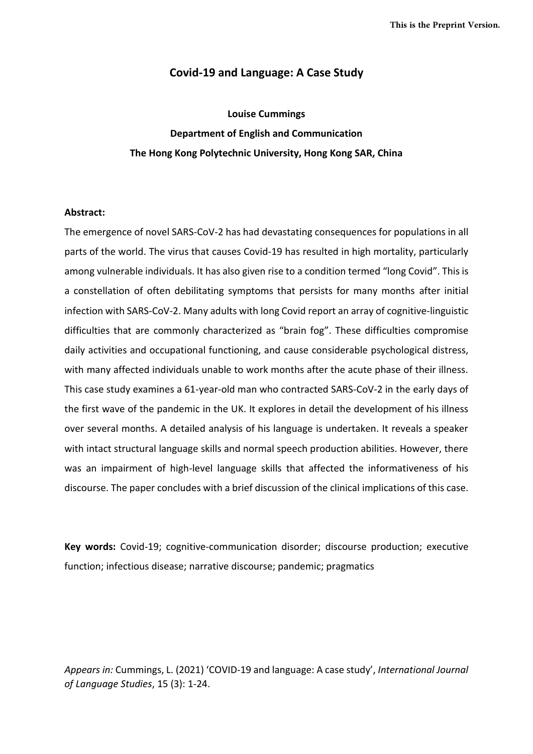This is the Preprint Version.

# Covid-19 and Language: A Case Study

**Louise Cummings**

**Department of English and Communication**

**The Hong Kong Polytechnic University, Hong Kong SAR, China**

**Abstract:**

The emergence of novel SARS-CoV-2 has had devastating consequences for populations in all parts of the world. The virus that causes Covid-19 has resulted in high mortality, particularly among vulnerable individuals. It has also given rise to a condition termed "long Covid". This is a constellation of often debilitating symptoms that persists for many months after initial infection with SARS-CoV-2. Many adults with long Covid report an array of cognitive-linguistic difficulties that are commonly characterized as "brain fog". These difficulties compromise daily activities and occupational functioning, and cause considerable psychological distress, with many affected individuals unable to work months after the acute phase of their illness. This case study examines a 61-year-old man who contracted SARS-CoV-2 in the early days of the first wave of the pandemic in the UK. It explores in detail the development of his illness over several months. A detailed analysis of his language is undertaken. It reveals a speaker with intact structural language skills and normal speech production abilities. However, there was an impairment of high-level language skills that affected the informativeness of his discourse. The paper concludes with a brief discussion of the clinical implications of this case.

**Key words:** Covid-19; cognitive-communication disorder; discourse production; executive function; infectious disease; narrative discourse; pandemic; pragmatics

*Appears in:* Cummings, L. (2021) 'COVID-19 and language: A case study', *International Journal of Language Studies*, 15 (3): 1-24.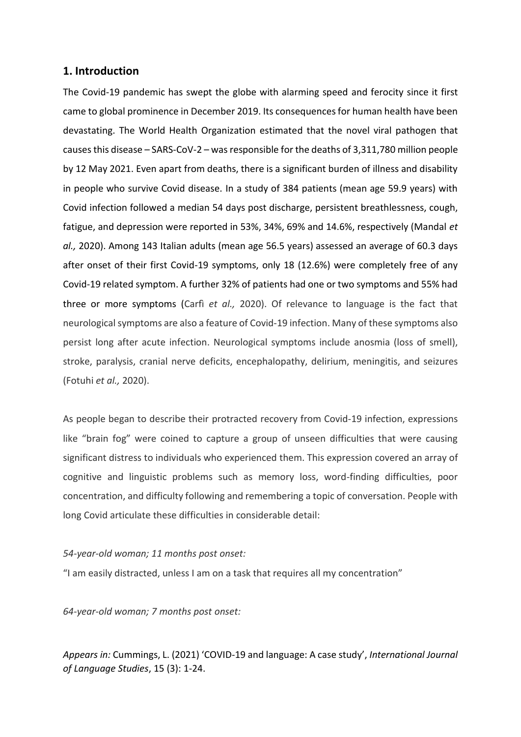## 1. Introduction

The Covid-19 pandemic has swept the globe with alarming speed and ferocity since it first came to global prominence in December 2019. Its consequences for human health have been devastating. The World Health Organization estimated that the novel viral pathogen that causes this disease – SARS-CoV-2 – was responsible for the deaths of 3,311,780 million people by 12 May 2021. Even apart from deaths, there is a significant burden of illness and disability in people who survive Covid disease. In a study of 384 patients (mean age 59.9 years) with Covid infection followed a median 54 days post discharge, persistent breathlessness, cough, fatigue, and depression were reported in 53%, 34%, 69% and 14.6%, respectively (Mandal *et al.,* 2020). Among 143 Italian adults (mean age 56.5 years) assessed an average of 60.3 days after onset of their first Covid-19 symptoms, only 18 (12.6%) were completely free of any Covid-19 related symptom. A further 32% of patients had one or two symptoms and 55% had three or more symptoms (Carfì *et al.,* 2020). Of relevance to language is the fact that neurological symptoms are also a feature of Covid-19 infection. Many of these symptoms also persist long after acute infection. Neurological symptoms include anosmia (loss of smell), stroke, paralysis, cranial nerve deficits, encephalopathy, delirium, meningitis, and seizures (Fotuhi *et al.,* 2020).

As people began to describe their protracted recovery from Covid-19 infection, expressions like "brain fog" were coined to capture a group of unseen difficulties that were causing significant distress to individuals who experienced them. This expression covered an array of cognitive and linguistic problems such as memory loss, word-finding difficulties, poor concentration, and difficulty following and remembering a topic of conversation. People with long Covid articulate these difficulties in considerable detail:

*54-year-old woman; 11 months post onset:*

"I am easily distracted, unless I am on a task that requires all my concentration"

*64-year-old woman; 7 months post onset:*

*Appears in:* Cummings, L. (2021) 'COVID-19 and language: A case study', *International Journal of Language Studies*, 15 (3): 1-24.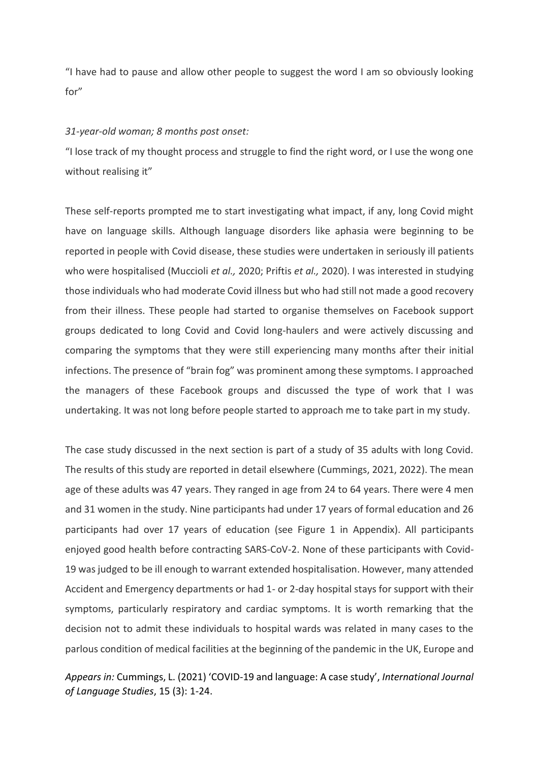"I have had to pause and allow other people to suggest the word I am so obviously looking for"

*31-year-old woman; 8 months post onset:*

"I lose track of my thought process and struggle to find the right word, or I use the wong one without realising it"

These self-reports prompted me to start investigating what impact, if any, long Covid might have on language skills. Although language disorders like aphasia were beginning to be reported in people with Covid disease, these studies were undertaken in seriously ill patients who were hospitalised (Muccioli *et al.,* 2020; Priftis *et al.,* 2020). I was interested in studying those individuals who had moderate Covid illness but who had still not made a good recovery from their illness. These people had started to organise themselves on Facebook support groups dedicated to long Covid and Covid long-haulers and were actively discussing and comparing the symptoms that they were still experiencing many months after their initial infections. The presence of "brain fog" was prominent among these symptoms. I approached the managers of these Facebook groups and discussed the type of work that I was undertaking. It was not long before people started to approach me to take part in my study.

The case study discussed in the next section is part of a study of 35 adults with long Covid. The results of this study are reported in detail elsewhere (Cummings, 2021, 2022). The mean age of these adults was 47 years. They ranged in age from 24 to 64 years. There were 4 men and 31 women in the study. Nine participants had under 17 years of formal education and 26 participants had over 17 years of education (see Figure 1 in Appendix). All participants enjoyed good health before contracting SARS-CoV-2. None of these participants with Covid-19 was judged to be ill enough to warrant extended hospitalisation. However, many attended Accident and Emergency departments or had 1- or 2-day hospital stays for support with their symptoms, particularly respiratory and cardiac symptoms. It is worth remarking that the decision not to admit these individuals to hospital wards was related in many cases to the parlous condition of medical facilities at the beginning of the pandemic in the UK, Europe and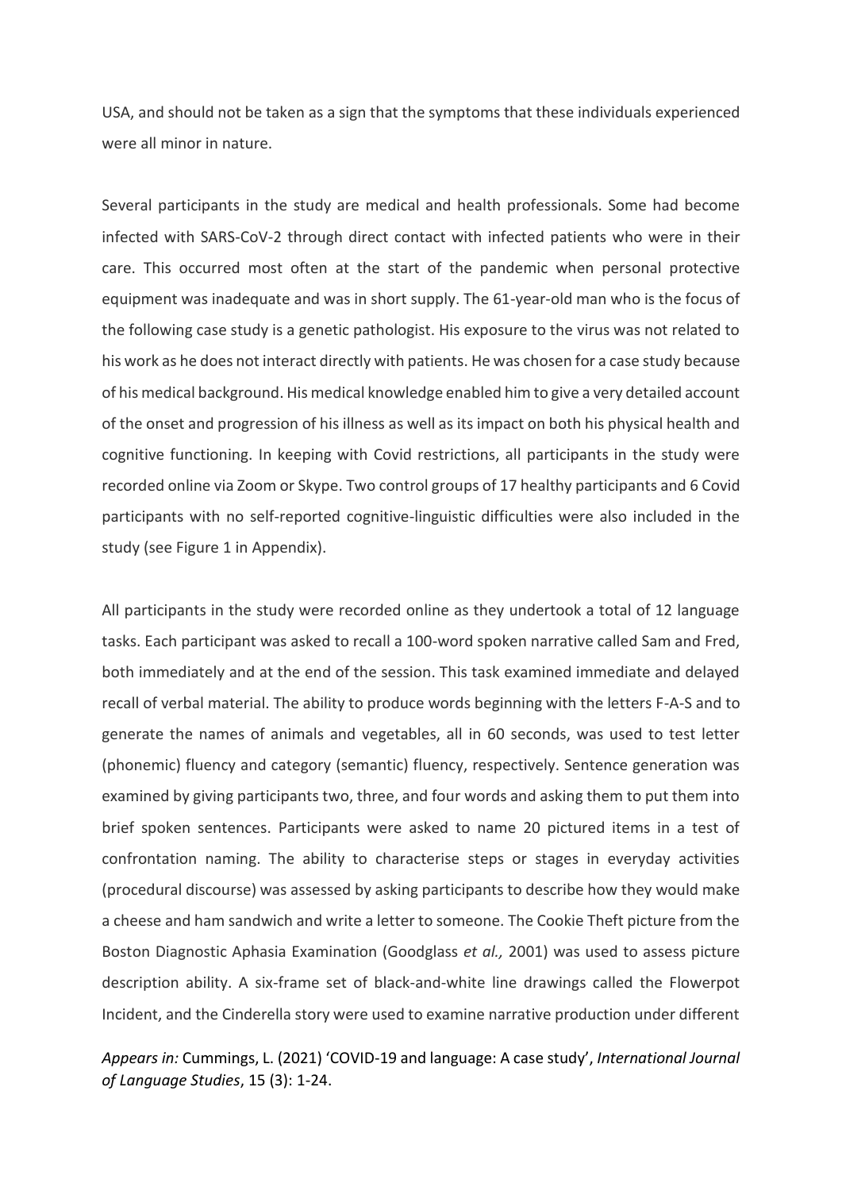USA, and should not be taken as a sign that the symptoms that these individuals experienced were all minor in nature.

Several participants in the study are medical and health professionals. Some had become infected with SARS-CoV-2 through direct contact with infected patients who were in their care. This occurred most often at the start of the pandemic when personal protective equipment was inadequate and was in short supply. The 61-year-old man who is the focus of the following case study is a genetic pathologist. His exposure to the virus was not related to his work as he does not interact directly with patients. He was chosen for a case study because of his medical background. His medical knowledge enabled him to give a very detailed account of the onset and progression of his illness as well as its impact on both his physical health and cognitive functioning. In keeping with Covid restrictions, all participants in the study were recorded online via Zoom or Skype. Two control groups of 17 healthy participants and 6 Covid participants with no self-reported cognitive-linguistic difficulties were also included in the study (see Figure 1 in Appendix).

All participants in the study were recorded online as they undertook a total of 12 language tasks. Each participant was asked to recall a 100-word spoken narrative called Sam and Fred, both immediately and at the end of the session. This task examined immediate and delayed recall of verbal material. The ability to produce words beginning with the letters F-A-S and to generate the names of animals and vegetables, all in 60 seconds, was used to test letter (phonemic) fluency and category (semantic) fluency, respectively. Sentence generation was examined by giving participants two, three, and four words and asking them to put them into brief spoken sentences. Participants were asked to name 20 pictured items in a test of confrontation naming. The ability to characterise steps or stages in everyday activities (procedural discourse) was assessed by asking participants to describe how they would make a cheese and ham sandwich and write a letter to someone. The Cookie Theft picture from the Boston Diagnostic Aphasia Examination (Goodglass *et al.,* 2001) was used to assess picture description ability. A six-frame set of black-and-white line drawings called the Flowerpot Incident, and the Cinderella story were used to examine narrative production under different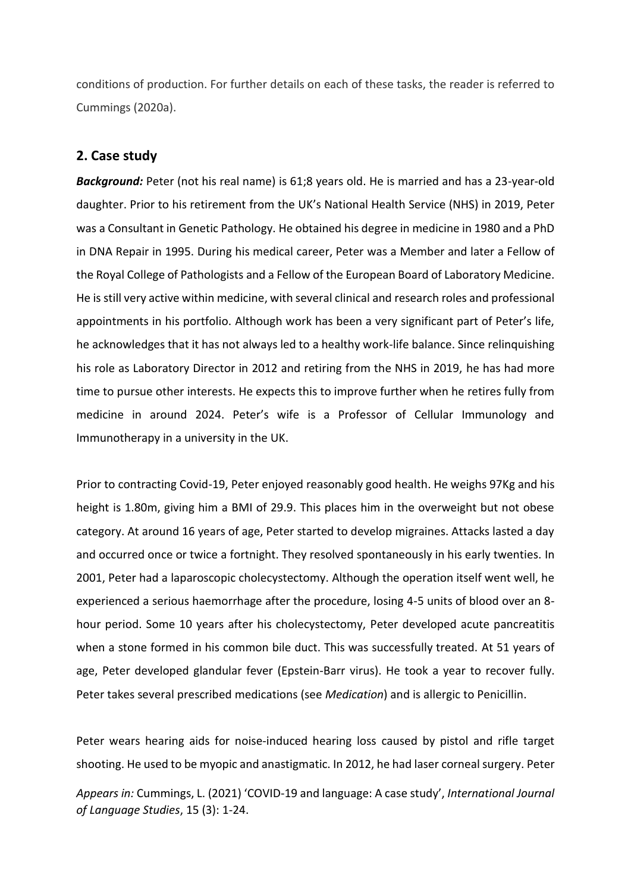conditions of production. For further details on each of these tasks, the reader is referred to Cummings (2020a).

## 2. Case study

***Background:*** Peter (not his real name) is 61;8 years old. He is married and has a 23-year-old daughter. Prior to his retirement from the UK's National Health Service (NHS) in 2019, Peter was a Consultant in Genetic Pathology. He obtained his degree in medicine in 1980 and a PhD in DNA Repair in 1995. During his medical career, Peter was a Member and later a Fellow of the Royal College of Pathologists and a Fellow of the European Board of Laboratory Medicine. He is still very active within medicine, with several clinical and research roles and professional appointments in his portfolio. Although work has been a very significant part of Peter's life, he acknowledges that it has not always led to a healthy work-life balance. Since relinquishing his role as Laboratory Director in 2012 and retiring from the NHS in 2019, he has had more time to pursue other interests. He expects this to improve further when he retires fully from medicine in around 2024. Peter's wife is a Professor of Cellular Immunology and Immunotherapy in a university in the UK.

Prior to contracting Covid-19, Peter enjoyed reasonably good health. He weighs 97Kg and his height is 1.80m, giving him a BMI of 29.9. This places him in the overweight but not obese category. At around 16 years of age, Peter started to develop migraines. Attacks lasted a day and occurred once or twice a fortnight. They resolved spontaneously in his early twenties. In 2001, Peter had a laparoscopic cholecystectomy. Although the operation itself went well, he experienced a serious haemorrhage after the procedure, losing 4-5 units of blood over an 8-hour period. Some 10 years after his cholecystectomy, Peter developed acute pancreatitis when a stone formed in his common bile duct. This was successfully treated. At 51 years of age, Peter developed glandular fever (Epstein-Barr virus). He took a year to recover fully. Peter takes several prescribed medications (see *Medication*) and is allergic to Penicillin.

Peter wears hearing aids for noise-induced hearing loss caused by pistol and rifle target shooting. He used to be myopic and anastigmatic. In 2012, he had laser corneal surgery. Peter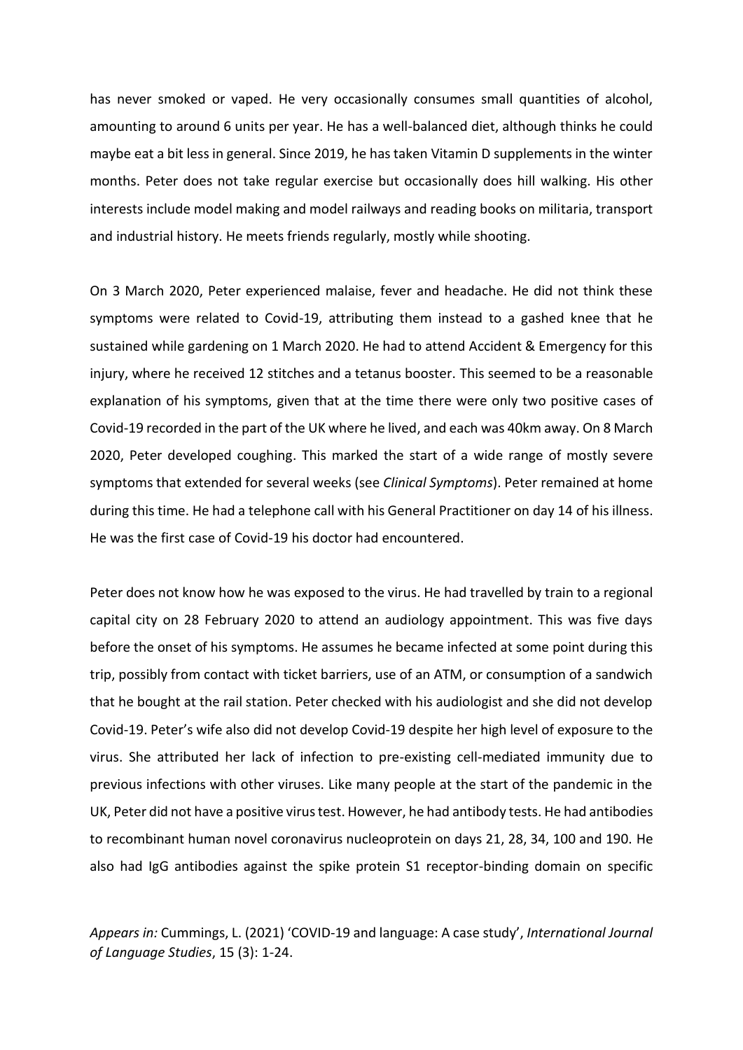has never smoked or vaped. He very occasionally consumes small quantities of alcohol, amounting to around 6 units per year. He has a well-balanced diet, although thinks he could maybe eat a bit less in general. Since 2019, he has taken Vitamin D supplements in the winter months. Peter does not take regular exercise but occasionally does hill walking. His other interests include model making and model railways and reading books on militaria, transport and industrial history. He meets friends regularly, mostly while shooting.

On 3 March 2020, Peter experienced malaise, fever and headache. He did not think these symptoms were related to Covid-19, attributing them instead to a gashed knee that he sustained while gardening on 1 March 2020. He had to attend Accident & Emergency for this injury, where he received 12 stitches and a tetanus booster. This seemed to be a reasonable explanation of his symptoms, given that at the time there were only two positive cases of Covid-19 recorded in the part of the UK where he lived, and each was 40km away. On 8 March 2020, Peter developed coughing. This marked the start of a wide range of mostly severe symptoms that extended for several weeks (see *Clinical Symptoms*). Peter remained at home during this time. He had a telephone call with his General Practitioner on day 14 of his illness. He was the first case of Covid-19 his doctor had encountered.

Peter does not know how he was exposed to the virus. He had travelled by train to a regional capital city on 28 February 2020 to attend an audiology appointment. This was five days before the onset of his symptoms. He assumes he became infected at some point during this trip, possibly from contact with ticket barriers, use of an ATM, or consumption of a sandwich that he bought at the rail station. Peter checked with his audiologist and she did not develop Covid-19. Peter's wife also did not develop Covid-19 despite her high level of exposure to the virus. She attributed her lack of infection to pre-existing cell-mediated immunity due to previous infections with other viruses. Like many people at the start of the pandemic in the UK, Peter did not have a positive virus test. However, he had antibody tests. He had antibodies to recombinant human novel coronavirus nucleoprotein on days 21, 28, 34, 100 and 190. He also had IgG antibodies against the spike protein S1 receptor-binding domain on specific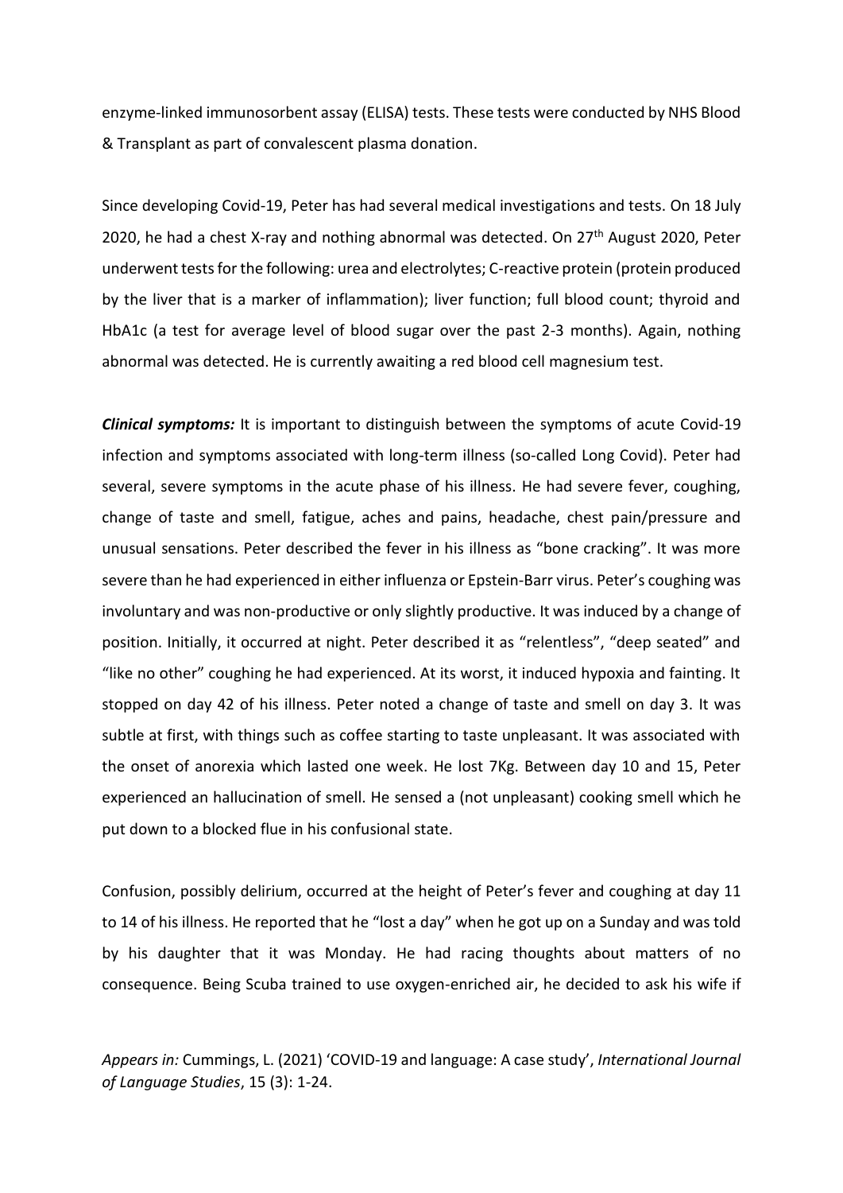enzyme-linked immunosorbent assay (ELISA) tests. These tests were conducted by NHS Blood & Transplant as part of convalescent plasma donation.

Since developing Covid-19, Peter has had several medical investigations and tests. On 18 July 2020, he had a chest X-ray and nothing abnormal was detected. On 27th August 2020, Peter underwent tests for the following: urea and electrolytes; C-reactive protein (protein produced by the liver that is a marker of inflammation); liver function; full blood count; thyroid and HbA1c (a test for average level of blood sugar over the past 2-3 months). Again, nothing abnormal was detected. He is currently awaiting a red blood cell magnesium test.

***Clinical symptoms:*** It is important to distinguish between the symptoms of acute Covid-19 infection and symptoms associated with long-term illness (so-called Long Covid). Peter had several, severe symptoms in the acute phase of his illness. He had severe fever, coughing, change of taste and smell, fatigue, aches and pains, headache, chest pain/pressure and unusual sensations. Peter described the fever in his illness as "bone cracking". It was more severe than he had experienced in either influenza or Epstein-Barr virus. Peter's coughing was involuntary and was non-productive or only slightly productive. It was induced by a change of position. Initially, it occurred at night. Peter described it as "relentless", "deep seated" and "like no other" coughing he had experienced. At its worst, it induced hypoxia and fainting. It stopped on day 42 of his illness. Peter noted a change of taste and smell on day 3. It was subtle at first, with things such as coffee starting to taste unpleasant. It was associated with the onset of anorexia which lasted one week. He lost 7Kg. Between day 10 and 15, Peter experienced an hallucination of smell. He sensed a (not unpleasant) cooking smell which he put down to a blocked flue in his confusional state.

Confusion, possibly delirium, occurred at the height of Peter's fever and coughing at day 11 to 14 of his illness. He reported that he "lost a day" when he got up on a Sunday and was told by his daughter that it was Monday. He had racing thoughts about matters of no consequence. Being Scuba trained to use oxygen-enriched air, he decided to ask his wife if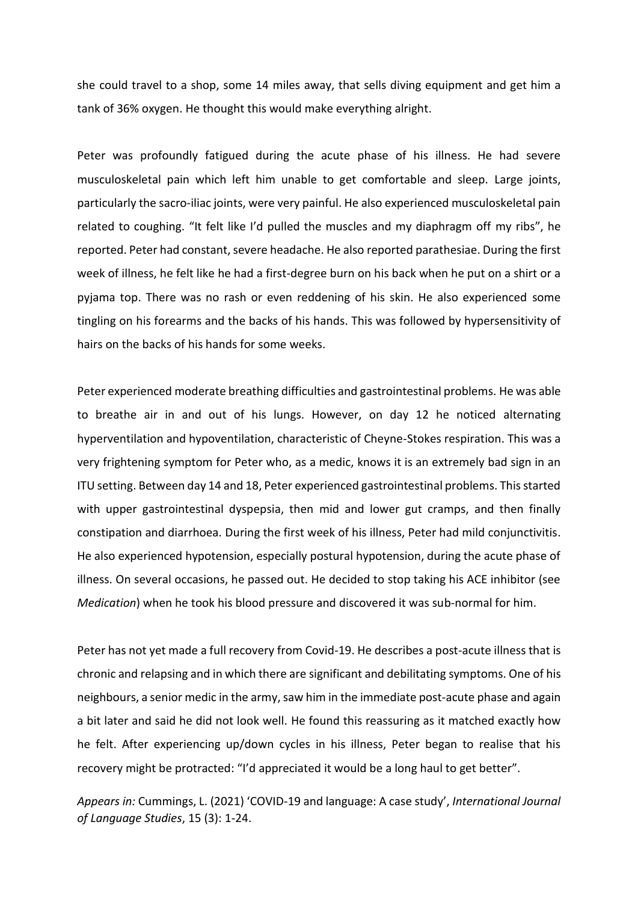she could travel to a shop, some 14 miles away, that sells diving equipment and get him a tank of 36% oxygen. He thought this would make everything alright.

Peter was profoundly fatigued during the acute phase of his illness. He had severe musculoskeletal pain which left him unable to get comfortable and sleep. Large joints, particularly the sacro-iliac joints, were very painful. He also experienced musculoskeletal pain related to coughing. "It felt like I'd pulled the muscles and my diaphragm off my ribs", he reported. Peter had constant, severe headache. He also reported parathesiae. During the first week of illness, he felt like he had a first-degree burn on his back when he put on a shirt or a pyjama top. There was no rash or even reddening of his skin. He also experienced some tingling on his forearms and the backs of his hands. This was followed by hypersensitivity of hairs on the backs of his hands for some weeks.

Peter experienced moderate breathing difficulties and gastrointestinal problems. He was able to breathe air in and out of his lungs. However, on day 12 he noticed alternating hyperventilation and hypoventilation, characteristic of Cheyne-Stokes respiration. This was a very frightening symptom for Peter who, as a medic, knows it is an extremely bad sign in an ITU setting. Between day 14 and 18, Peter experienced gastrointestinal problems. This started with upper gastrointestinal dyspepsia, then mid and lower gut cramps, and then finally constipation and diarrhoea. During the first week of his illness, Peter had mild conjunctivitis. He also experienced hypotension, especially postural hypotension, during the acute phase of illness. On several occasions, he passed out. He decided to stop taking his ACE inhibitor (see *Medication*) when he took his blood pressure and discovered it was sub-normal for him.

Peter has not yet made a full recovery from Covid-19. He describes a post-acute illness that is chronic and relapsing and in which there are significant and debilitating symptoms. One of his neighbours, a senior medic in the army, saw him in the immediate post-acute phase and again a bit later and said he did not look well. He found this reassuring as it matched exactly how he felt. After experiencing up/down cycles in his illness, Peter began to realise that his recovery might be protracted: "I'd appreciated it would be a long haul to get better".

*Appears in:* Cummings, L. (2021) 'COVID-19 and language: A case study', *International Journal of Language Studies*, 15 (3): 1-24.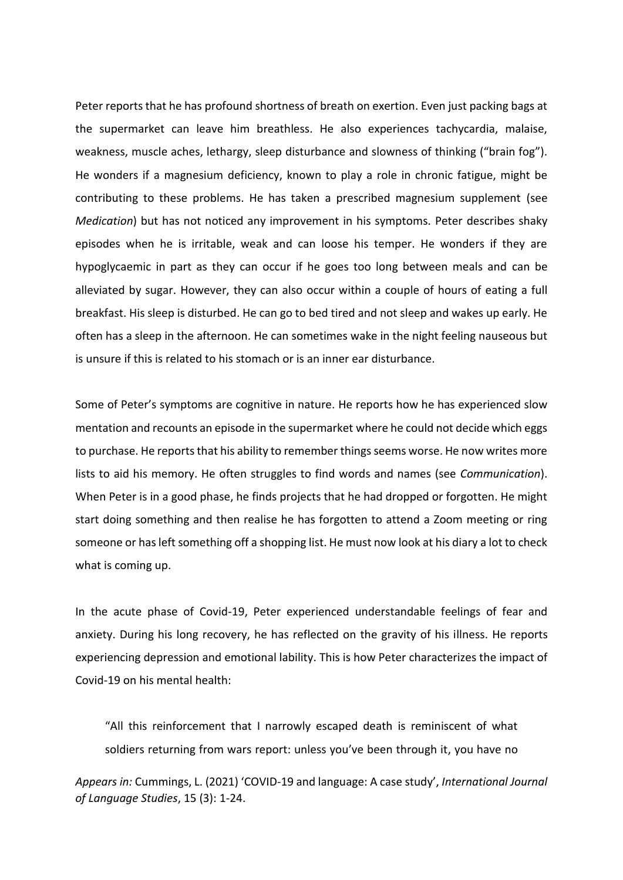Peter reports that he has profound shortness of breath on exertion. Even just packing bags at the supermarket can leave him breathless. He also experiences tachycardia, malaise, weakness, muscle aches, lethargy, sleep disturbance and slowness of thinking ("brain fog"). He wonders if a magnesium deficiency, known to play a role in chronic fatigue, might be contributing to these problems. He has taken a prescribed magnesium supplement (see *Medication*) but has not noticed any improvement in his symptoms. Peter describes shaky episodes when he is irritable, weak and can loose his temper. He wonders if they are hypoglycaemic in part as they can occur if he goes too long between meals and can be alleviated by sugar. However, they can also occur within a couple of hours of eating a full breakfast. His sleep is disturbed. He can go to bed tired and not sleep and wakes up early. He often has a sleep in the afternoon. He can sometimes wake in the night feeling nauseous but is unsure if this is related to his stomach or is an inner ear disturbance.

Some of Peter's symptoms are cognitive in nature. He reports how he has experienced slow mentation and recounts an episode in the supermarket where he could not decide which eggs to purchase. He reports that his ability to remember things seems worse. He now writes more lists to aid his memory. He often struggles to find words and names (see *Communication*). When Peter is in a good phase, he finds projects that he had dropped or forgotten. He might start doing something and then realise he has forgotten to attend a Zoom meeting or ring someone or has left something off a shopping list. He must now look at his diary a lot to check what is coming up.

In the acute phase of Covid-19, Peter experienced understandable feelings of fear and anxiety. During his long recovery, he has reflected on the gravity of his illness. He reports experiencing depression and emotional lability. This is how Peter characterizes the impact of Covid-19 on his mental health:

> "All this reinforcement that I narrowly escaped death is reminiscent of what soldiers returning from wars report: unless you've been through it, you have no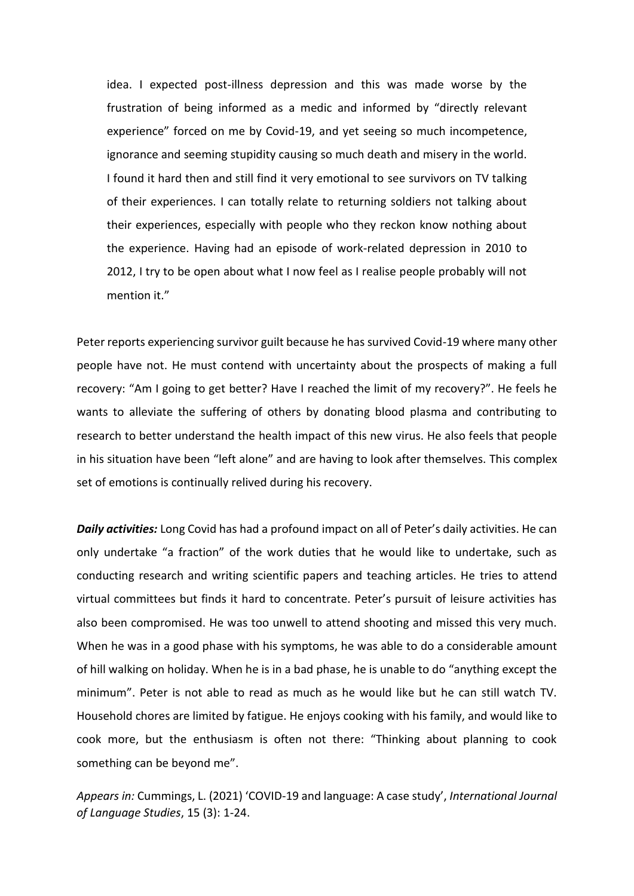> idea. I expected post-illness depression and this was made worse by the frustration of being informed as a medic and informed by "directly relevant experience" forced on me by Covid-19, and yet seeing so much incompetence, ignorance and seeming stupidity causing so much death and misery in the world. I found it hard then and still find it very emotional to see survivors on TV talking of their experiences. I can totally relate to returning soldiers not talking about their experiences, especially with people who they reckon know nothing about the experience. Having had an episode of work-related depression in 2010 to 2012, I try to be open about what I now feel as I realise people probably will not mention it."

Peter reports experiencing survivor guilt because he has survived Covid-19 where many other people have not. He must contend with uncertainty about the prospects of making a full recovery: "Am I going to get better? Have I reached the limit of my recovery?". He feels he wants to alleviate the suffering of others by donating blood plasma and contributing to research to better understand the health impact of this new virus. He also feels that people in his situation have been "left alone" and are having to look after themselves. This complex set of emotions is continually relived during his recovery.

***Daily activities:*** Long Covid has had a profound impact on all of Peter's daily activities. He can only undertake "a fraction" of the work duties that he would like to undertake, such as conducting research and writing scientific papers and teaching articles. He tries to attend virtual committees but finds it hard to concentrate. Peter's pursuit of leisure activities has also been compromised. He was too unwell to attend shooting and missed this very much. When he was in a good phase with his symptoms, he was able to do a considerable amount of hill walking on holiday. When he is in a bad phase, he is unable to do "anything except the minimum". Peter is not able to read as much as he would like but he can still watch TV. Household chores are limited by fatigue. He enjoys cooking with his family, and would like to cook more, but the enthusiasm is often not there: "Thinking about planning to cook something can be beyond me".

*Appears in:* Cummings, L. (2021) 'COVID-19 and language: A case study', *International Journal of Language Studies*, 15 (3): 1-24.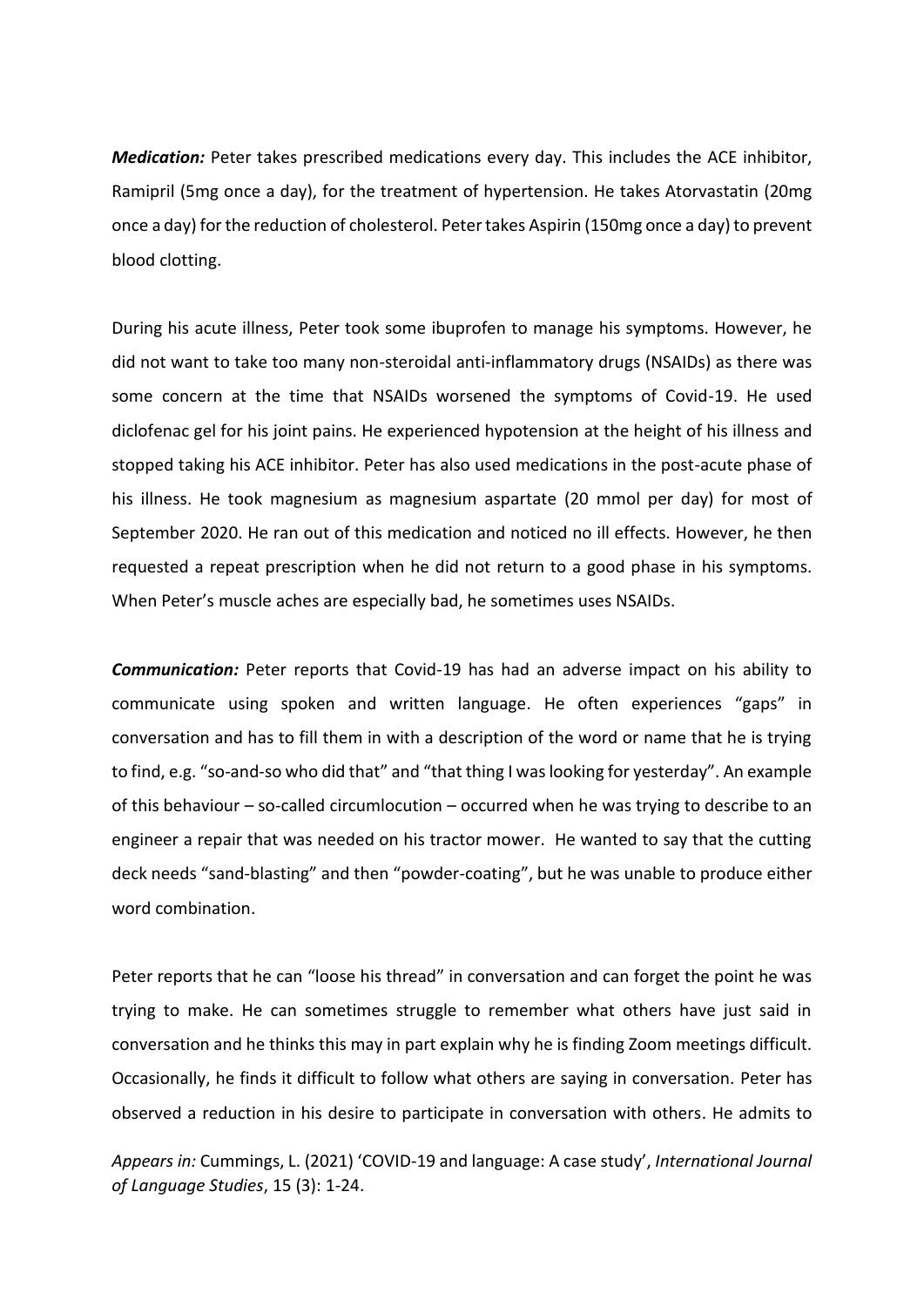***Medication:*** Peter takes prescribed medications every day. This includes the ACE inhibitor, Ramipril (5mg once a day), for the treatment of hypertension. He takes Atorvastatin (20mg once a day) for the reduction of cholesterol. Peter takes Aspirin (150mg once a day) to prevent blood clotting.

During his acute illness, Peter took some ibuprofen to manage his symptoms. However, he did not want to take too many non-steroidal anti-inflammatory drugs (NSAIDs) as there was some concern at the time that NSAIDs worsened the symptoms of Covid-19. He used diclofenac gel for his joint pains. He experienced hypotension at the height of his illness and stopped taking his ACE inhibitor. Peter has also used medications in the post-acute phase of his illness. He took magnesium as magnesium aspartate (20 mmol per day) for most of September 2020. He ran out of this medication and noticed no ill effects. However, he then requested a repeat prescription when he did not return to a good phase in his symptoms. When Peter's muscle aches are especially bad, he sometimes uses NSAIDs.

***Communication:*** Peter reports that Covid-19 has had an adverse impact on his ability to communicate using spoken and written language. He often experiences "gaps" in conversation and has to fill them in with a description of the word or name that he is trying to find, e.g. "so-and-so who did that" and "that thing I was looking for yesterday". An example of this behaviour – so-called circumlocution – occurred when he was trying to describe to an engineer a repair that was needed on his tractor mower. He wanted to say that the cutting deck needs "sand-blasting" and then "powder-coating", but he was unable to produce either word combination.

Peter reports that he can "loose his thread" in conversation and can forget the point he was trying to make. He can sometimes struggle to remember what others have just said in conversation and he thinks this may in part explain why he is finding Zoom meetings difficult. Occasionally, he finds it difficult to follow what others are saying in conversation. Peter has observed a reduction in his desire to participate in conversation with others. He admits to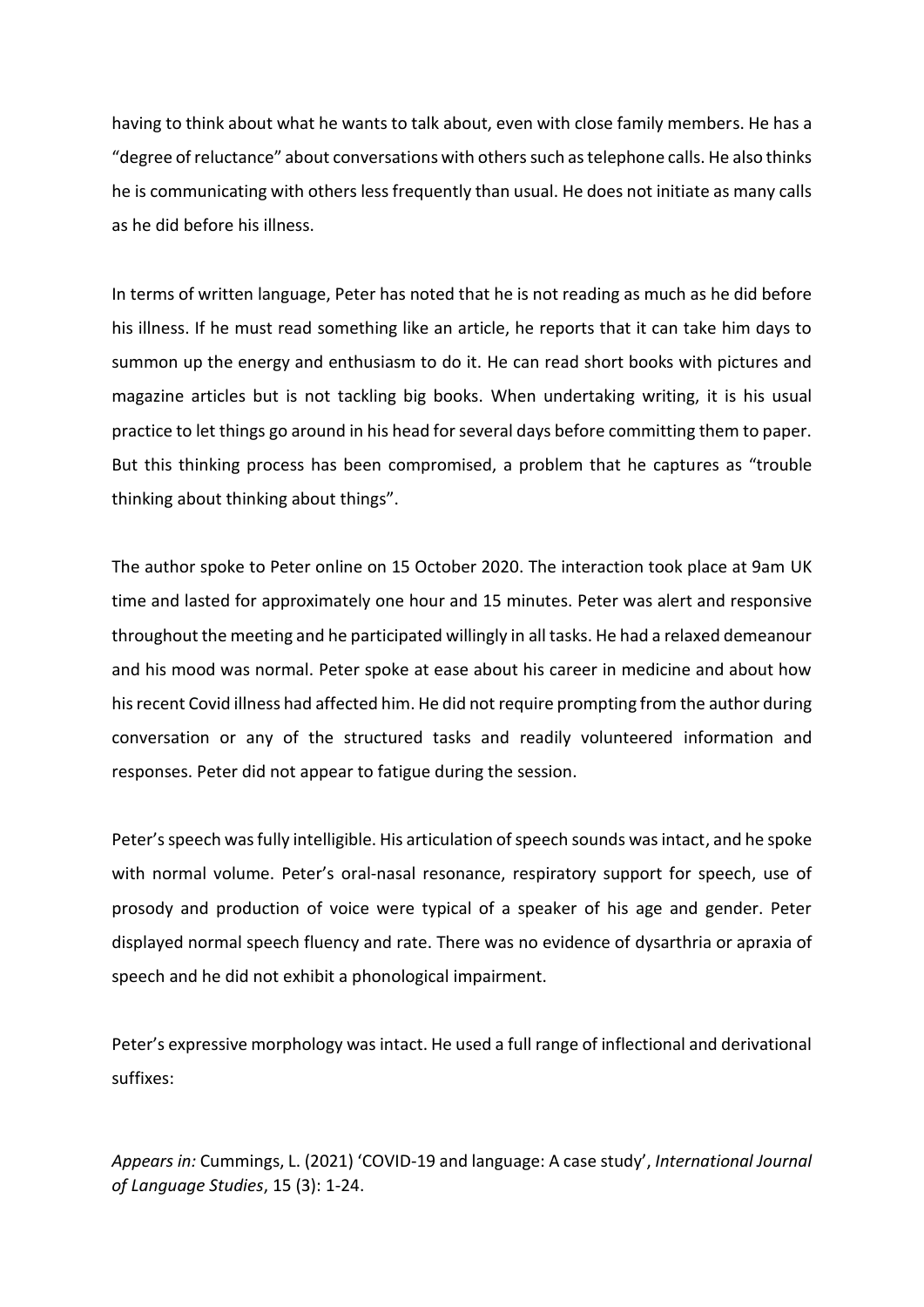having to think about what he wants to talk about, even with close family members. He has a "degree of reluctance" about conversations with others such as telephone calls. He also thinks he is communicating with others less frequently than usual. He does not initiate as many calls as he did before his illness.

In terms of written language, Peter has noted that he is not reading as much as he did before his illness. If he must read something like an article, he reports that it can take him days to summon up the energy and enthusiasm to do it. He can read short books with pictures and magazine articles but is not tackling big books. When undertaking writing, it is his usual practice to let things go around in his head for several days before committing them to paper. But this thinking process has been compromised, a problem that he captures as "trouble thinking about thinking about things".

The author spoke to Peter online on 15 October 2020. The interaction took place at 9am UK time and lasted for approximately one hour and 15 minutes. Peter was alert and responsive throughout the meeting and he participated willingly in all tasks. He had a relaxed demeanour and his mood was normal. Peter spoke at ease about his career in medicine and about how his recent Covid illness had affected him. He did not require prompting from the author during conversation or any of the structured tasks and readily volunteered information and responses. Peter did not appear to fatigue during the session.

Peter's speech was fully intelligible. His articulation of speech sounds was intact, and he spoke with normal volume. Peter's oral-nasal resonance, respiratory support for speech, use of prosody and production of voice were typical of a speaker of his age and gender. Peter displayed normal speech fluency and rate. There was no evidence of dysarthria or apraxia of speech and he did not exhibit a phonological impairment.

Peter's expressive morphology was intact. He used a full range of inflectional and derivational suffixes:

*Appears in:* Cummings, L. (2021) 'COVID-19 and language: A case study', *International Journal of Language Studies*, 15 (3): 1-24.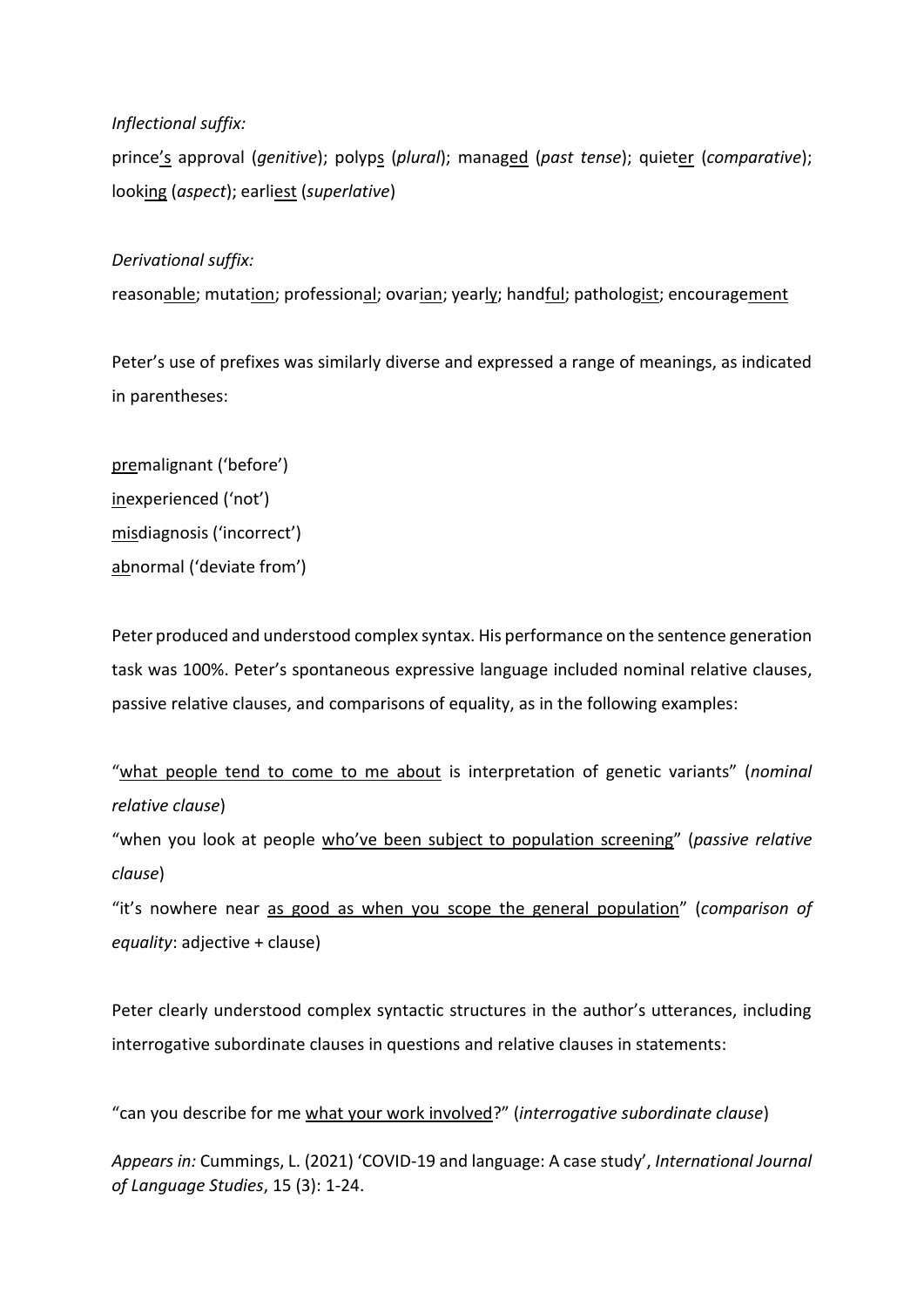*Inflectional suffix:*

prince<u>'s</u> approval (*genitive*); polyp<u>s</u> (*plural*); manag<u>ed</u> (*past tense*); quiet<u>er</u> (*comparative*); look<u>ing</u> (*aspect*); earli<u>est</u> (*superlative*)

*Derivational suffix:*

reason<u>able</u>; mutat<u>ion</u>; profession<u>al</u>; ovar<u>ian</u>; year<u>ly</u>; hand<u>ful</u>; patholog<u>ist</u>; encourage<u>ment</u>

Peter's use of prefixes was similarly diverse and expressed a range of meanings, as indicated in parentheses:

<u>pre</u>malignant ('before')
<u>in</u>experienced ('not')
<u>mis</u>diagnosis ('incorrect')
<u>ab</u>normal ('deviate from')

Peter produced and understood complex syntax. His performance on the sentence generation task was 100%. Peter's spontaneous expressive language included nominal relative clauses, passive relative clauses, and comparisons of equality, as in the following examples:

"<u>what people tend to come to me about</u> is interpretation of genetic variants" (*nominal relative clause*)
"when you look at people <u>who've been subject to population screening</u>" (*passive relative clause*)
"it's nowhere near <u>as good as when you scope the general population</u>" (*comparison of equality*: adjective + clause)

Peter clearly understood complex syntactic structures in the author's utterances, including interrogative subordinate clauses in questions and relative clauses in statements:

"can you describe for me <u>what your work involved</u>?" (*interrogative subordinate clause*)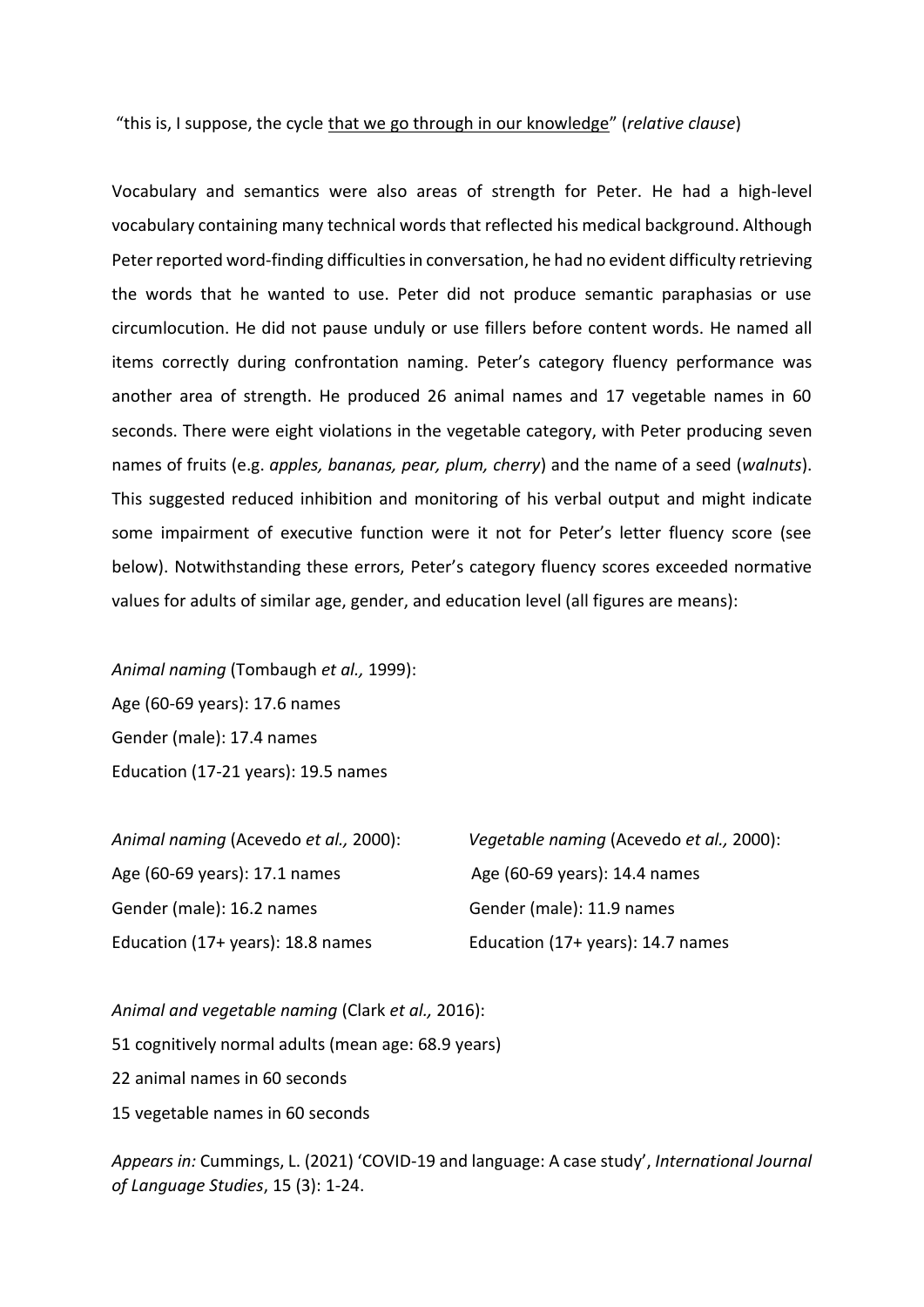"this is, I suppose, the cycle <u>that we go through in our knowledge</u>" (*relative clause*)

Vocabulary and semantics were also areas of strength for Peter. He had a high-level vocabulary containing many technical words that reflected his medical background. Although Peter reported word-finding difficulties in conversation, he had no evident difficulty retrieving the words that he wanted to use. Peter did not produce semantic paraphasias or use circumlocution. He did not pause unduly or use fillers before content words. He named all items correctly during confrontation naming. Peter's category fluency performance was another area of strength. He produced 26 animal names and 17 vegetable names in 60 seconds. There were eight violations in the vegetable category, with Peter producing seven names of fruits (e.g. *apples, bananas, pear, plum, cherry*) and the name of a seed (*walnuts*). This suggested reduced inhibition and monitoring of his verbal output and might indicate some impairment of executive function were it not for Peter's letter fluency score (see below). Notwithstanding these errors, Peter's category fluency scores exceeded normative values for adults of similar age, gender, and education level (all figures are means):

*Animal naming* (Tombaugh *et al.,* 1999):
Age (60-69 years): 17.6 names
Gender (male): 17.4 names
Education (17-21 years): 19.5 names

*Animal naming* (Acevedo *et al.,* 2000):
Age (60-69 years): 17.1 names
Gender (male): 16.2 names
Education (17+ years): 18.8 names

*Vegetable naming* (Acevedo *et al.,* 2000):
Age (60-69 years): 14.4 names
Gender (male): 11.9 names
Education (17+ years): 14.7 names

*Animal and vegetable naming* (Clark *et al.,* 2016):
51 cognitively normal adults (mean age: 68.9 years)
22 animal names in 60 seconds
15 vegetable names in 60 seconds

*Appears in:* Cummings, L. (2021) 'COVID-19 and language: A case study', *International Journal of Language Studies*, 15 (3): 1-24.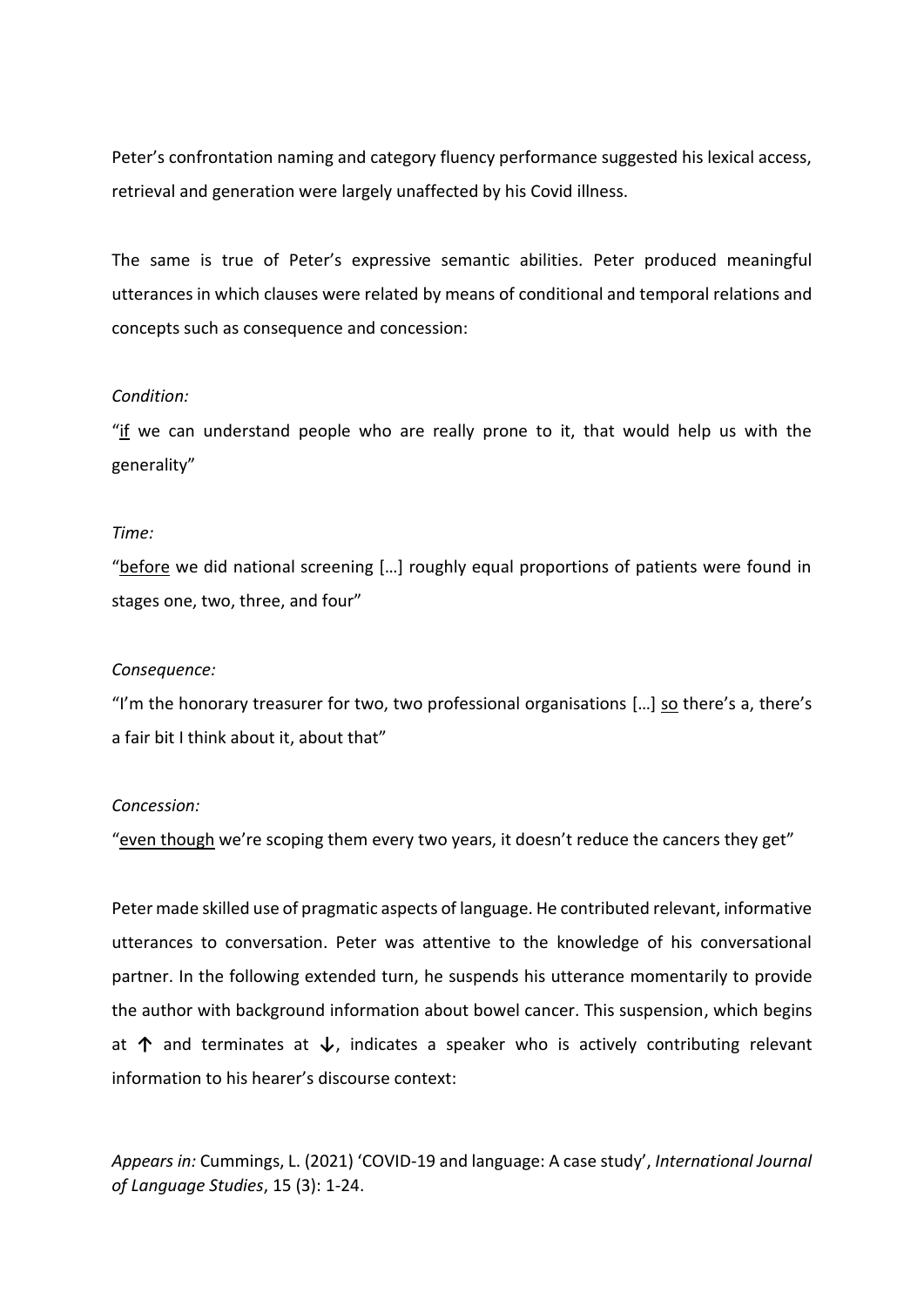Peter's confrontation naming and category fluency performance suggested his lexical access, retrieval and generation were largely unaffected by his Covid illness.

The same is true of Peter's expressive semantic abilities. Peter produced meaningful utterances in which clauses were related by means of conditional and temporal relations and concepts such as consequence and concession:

*Condition:*

"<u>if</u> we can understand people who are really prone to it, that would help us with the generality"

*Time:*

"<u>before</u> we did national screening […] roughly equal proportions of patients were found in stages one, two, three, and four"

*Consequence:*

"I'm the honorary treasurer for two, two professional organisations […] <u>so</u> there's a, there's a fair bit I think about it, about that"

*Concession:*

"<u>even though</u> we're scoping them every two years, it doesn't reduce the cancers they get"

Peter made skilled use of pragmatic aspects of language. He contributed relevant, informative utterances to conversation. Peter was attentive to the knowledge of his conversational partner. In the following extended turn, he suspends his utterance momentarily to provide the author with background information about bowel cancer. This suspension, which begins at ↑ and terminates at ↓, indicates a speaker who is actively contributing relevant information to his hearer's discourse context: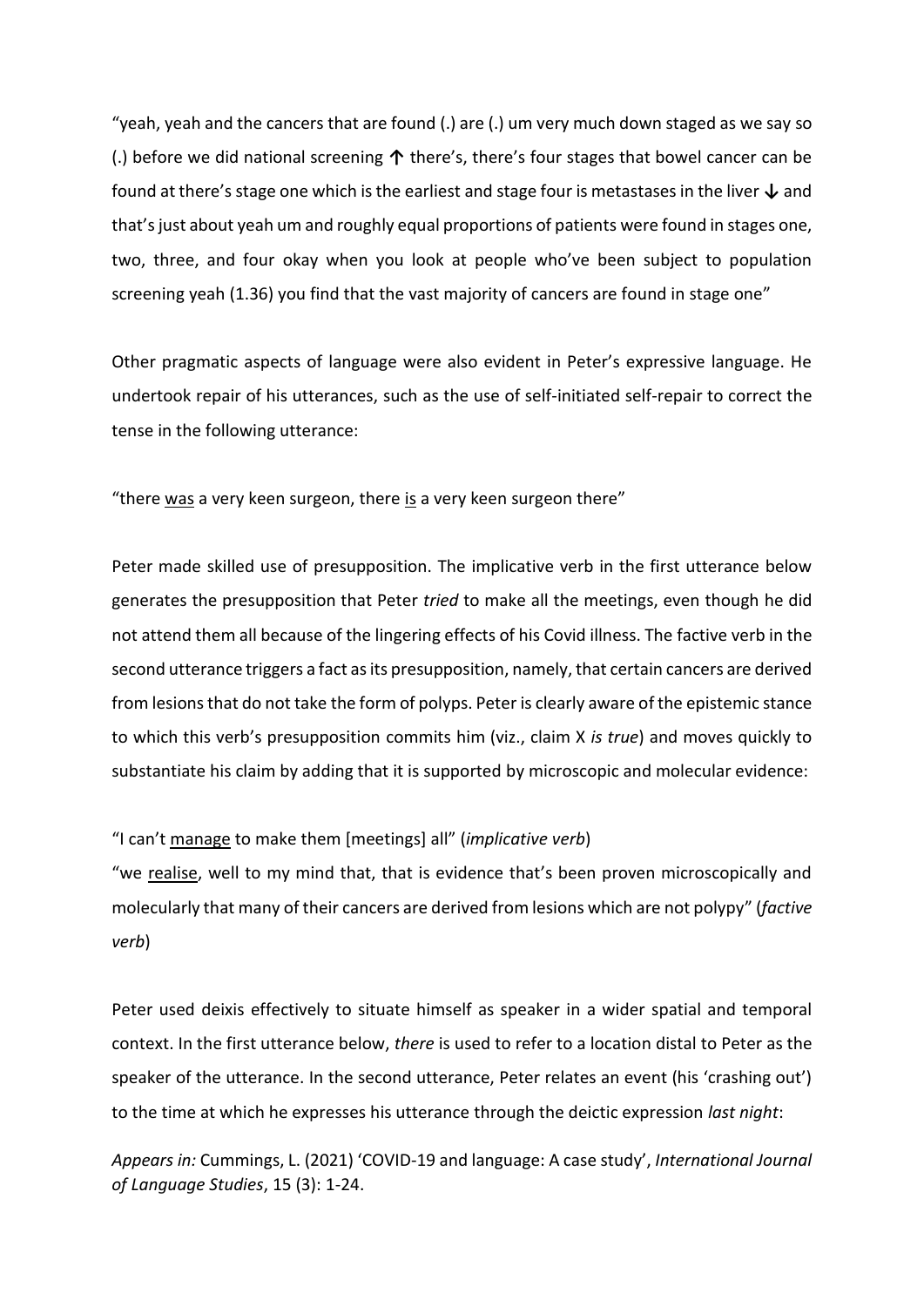"yeah, yeah and the cancers that are found (.) are (.) um very much down staged as we say so (.) before we did national screening ↑ there's, there's four stages that bowel cancer can be found at there's stage one which is the earliest and stage four is metastases in the liver ↓ and that's just about yeah um and roughly equal proportions of patients were found in stages one, two, three, and four okay when you look at people who've been subject to population screening yeah (1.36) you find that the vast majority of cancers are found in stage one"

Other pragmatic aspects of language were also evident in Peter's expressive language. He undertook repair of his utterances, such as the use of self-initiated self-repair to correct the tense in the following utterance:

"there <u>was</u> a very keen surgeon, there <u>is</u> a very keen surgeon there"

Peter made skilled use of presupposition. The implicative verb in the first utterance below generates the presupposition that Peter *tried* to make all the meetings, even though he did not attend them all because of the lingering effects of his Covid illness. The factive verb in the second utterance triggers a fact as its presupposition, namely, that certain cancers are derived from lesions that do not take the form of polyps. Peter is clearly aware of the epistemic stance to which this verb's presupposition commits him (viz., claim X *is true*) and moves quickly to substantiate his claim by adding that it is supported by microscopic and molecular evidence:

"I can't <u>manage</u> to make them [meetings] all" (*implicative verb*)
"we <u>realise</u>, well to my mind that, that is evidence that's been proven microscopically and molecularly that many of their cancers are derived from lesions which are not polypy" (*factive verb*)

Peter used deixis effectively to situate himself as speaker in a wider spatial and temporal context. In the first utterance below, *there* is used to refer to a location distal to Peter as the speaker of the utterance. In the second utterance, Peter relates an event (his 'crashing out') to the time at which he expresses his utterance through the deictic expression *last night*: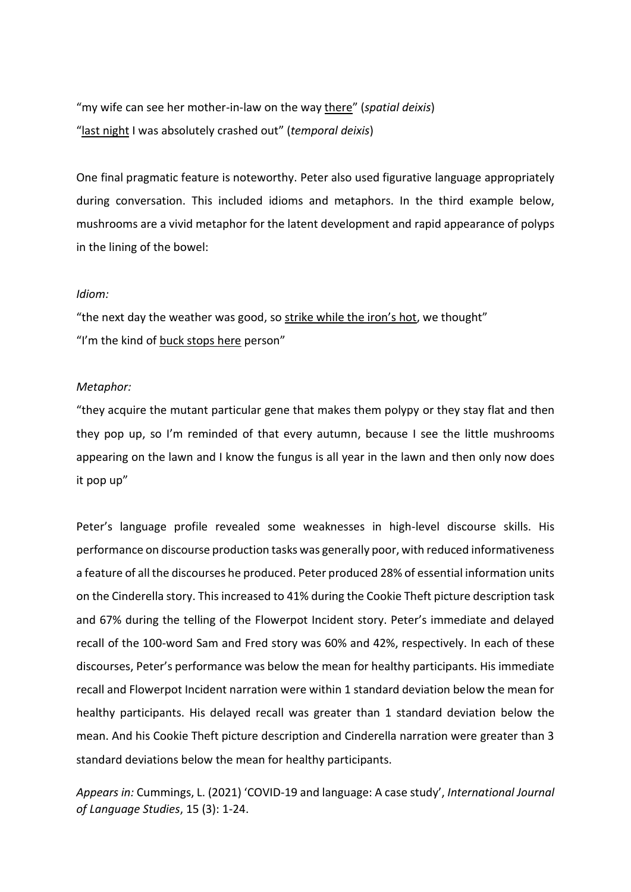"my wife can see her mother-in-law on the way <u>there</u>" (*spatial deixis*)
"<u>last night</u> I was absolutely crashed out" (*temporal deixis*)

One final pragmatic feature is noteworthy. Peter also used figurative language appropriately during conversation. This included idioms and metaphors. In the third example below, mushrooms are a vivid metaphor for the latent development and rapid appearance of polyps in the lining of the bowel:

*Idiom:*

"the next day the weather was good, so <u>strike while the iron's hot</u>, we thought"
"I'm the kind of <u>buck stops here</u> person"

*Metaphor:*

"they acquire the mutant particular gene that makes them polypy or they stay flat and then they pop up, so I'm reminded of that every autumn, because I see the little mushrooms appearing on the lawn and I know the fungus is all year in the lawn and then only now does it pop up"

Peter's language profile revealed some weaknesses in high-level discourse skills. His performance on discourse production tasks was generally poor, with reduced informativeness a feature of all the discourses he produced. Peter produced 28% of essential information units on the Cinderella story. This increased to 41% during the Cookie Theft picture description task and 67% during the telling of the Flowerpot Incident story. Peter's immediate and delayed recall of the 100-word Sam and Fred story was 60% and 42%, respectively. In each of these discourses, Peter's performance was below the mean for healthy participants. His immediate recall and Flowerpot Incident narration were within 1 standard deviation below the mean for healthy participants. His delayed recall was greater than 1 standard deviation below the mean. And his Cookie Theft picture description and Cinderella narration were greater than 3 standard deviations below the mean for healthy participants.

*Appears in:* Cummings, L. (2021) 'COVID-19 and language: A case study', *International Journal of Language Studies*, 15 (3): 1-24.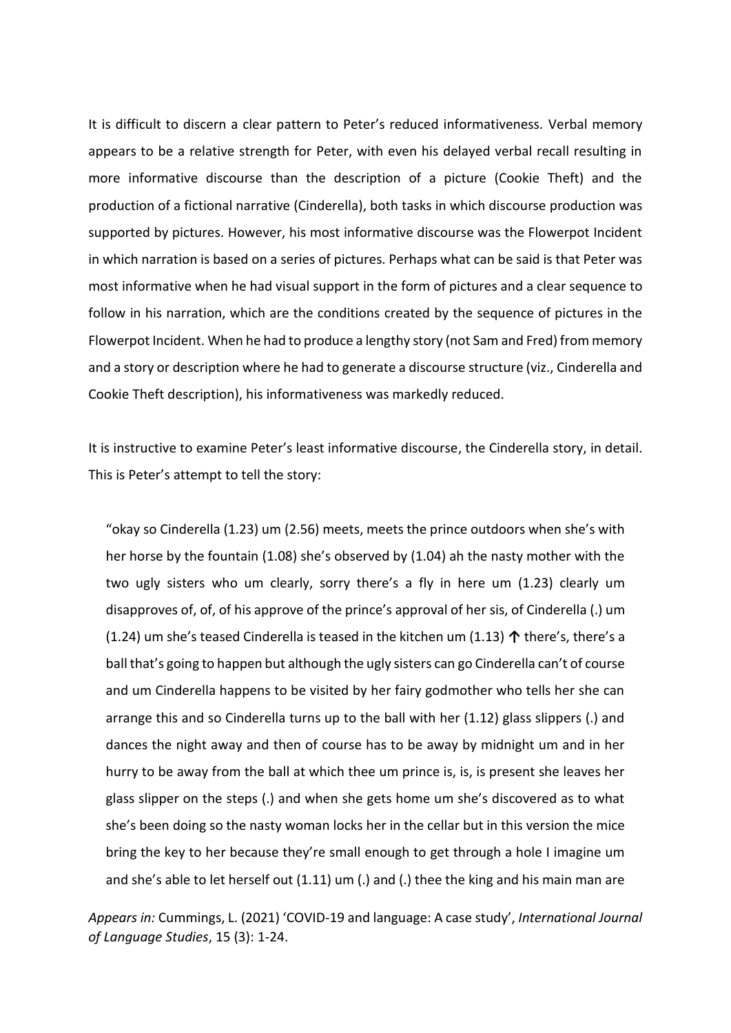It is difficult to discern a clear pattern to Peter's reduced informativeness. Verbal memory appears to be a relative strength for Peter, with even his delayed verbal recall resulting in more informative discourse than the description of a picture (Cookie Theft) and the production of a fictional narrative (Cinderella), both tasks in which discourse production was supported by pictures. However, his most informative discourse was the Flowerpot Incident in which narration is based on a series of pictures. Perhaps what can be said is that Peter was most informative when he had visual support in the form of pictures and a clear sequence to follow in his narration, which are the conditions created by the sequence of pictures in the Flowerpot Incident. When he had to produce a lengthy story (not Sam and Fred) from memory and a story or description where he had to generate a discourse structure (viz., Cinderella and Cookie Theft description), his informativeness was markedly reduced.

It is instructive to examine Peter's least informative discourse, the Cinderella story, in detail. This is Peter's attempt to tell the story:

> "okay so Cinderella (1.23) um (2.56) meets, meets the prince outdoors when she's with her horse by the fountain (1.08) she's observed by (1.04) ah the nasty mother with the two ugly sisters who um clearly, sorry there's a fly in here um (1.23) clearly um disapproves of, of, of his approve of the prince's approval of her sis, of Cinderella (.) um (1.24) um she's teased Cinderella is teased in the kitchen um (1.13) ↑ there's, there's a ball that's going to happen but although the ugly sisters can go Cinderella can't of course and um Cinderella happens to be visited by her fairy godmother who tells her she can arrange this and so Cinderella turns up to the ball with her (1.12) glass slippers (.) and dances the night away and then of course has to be away by midnight um and in her hurry to be away from the ball at which thee um prince is, is, is present she leaves her glass slipper on the steps (.) and when she gets home um she's discovered as to what she's been doing so the nasty woman locks her in the cellar but in this version the mice bring the key to her because they're small enough to get through a hole I imagine um and she's able to let herself out (1.11) um (.) and (.) thee the king and his main man are

*Appears in:* Cummings, L. (2021) 'COVID-19 and language: A case study', *International Journal of Language Studies*, 15 (3): 1-24.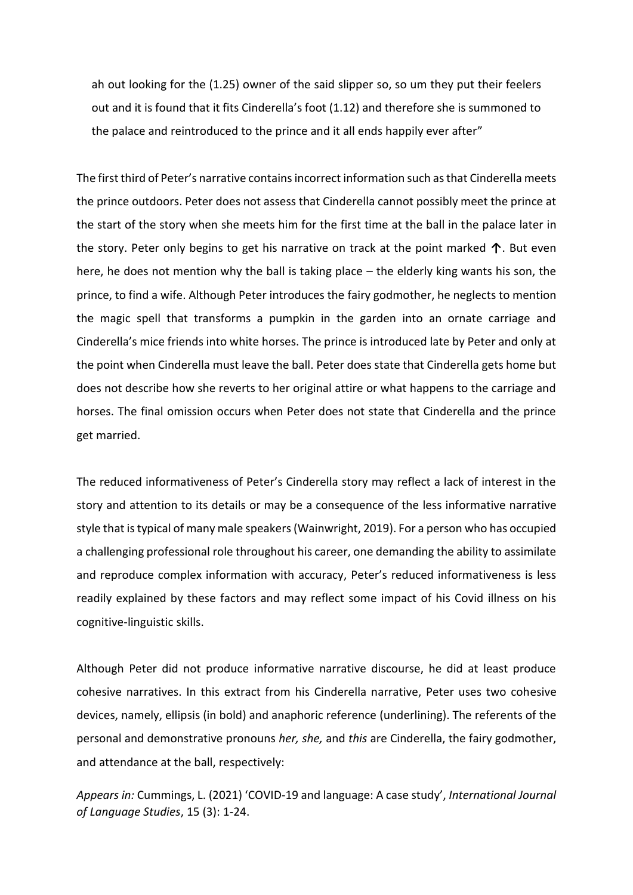ah out looking for the (1.25) owner of the said slipper so, so um they put their feelers out and it is found that it fits Cinderella's foot (1.12) and therefore she is summoned to the palace and reintroduced to the prince and it all ends happily ever after"

The first third of Peter's narrative contains incorrect information such as that Cinderella meets the prince outdoors. Peter does not assess that Cinderella cannot possibly meet the prince at the start of the story when she meets him for the first time at the ball in the palace later in the story. Peter only begins to get his narrative on track at the point marked ↑. But even here, he does not mention why the ball is taking place – the elderly king wants his son, the prince, to find a wife. Although Peter introduces the fairy godmother, he neglects to mention the magic spell that transforms a pumpkin in the garden into an ornate carriage and Cinderella's mice friends into white horses. The prince is introduced late by Peter and only at the point when Cinderella must leave the ball. Peter does state that Cinderella gets home but does not describe how she reverts to her original attire or what happens to the carriage and horses. The final omission occurs when Peter does not state that Cinderella and the prince get married.

The reduced informativeness of Peter's Cinderella story may reflect a lack of interest in the story and attention to its details or may be a consequence of the less informative narrative style that is typical of many male speakers (Wainwright, 2019). For a person who has occupied a challenging professional role throughout his career, one demanding the ability to assimilate and reproduce complex information with accuracy, Peter's reduced informativeness is less readily explained by these factors and may reflect some impact of his Covid illness on his cognitive-linguistic skills.

Although Peter did not produce informative narrative discourse, he did at least produce cohesive narratives. In this extract from his Cinderella narrative, Peter uses two cohesive devices, namely, ellipsis (in bold) and anaphoric reference (underlining). The referents of the personal and demonstrative pronouns *her, she,* and *this* are Cinderella, the fairy godmother, and attendance at the ball, respectively:

*Appears in:* Cummings, L. (2021) 'COVID-19 and language: A case study', *International Journal of Language Studies*, 15 (3): 1-24.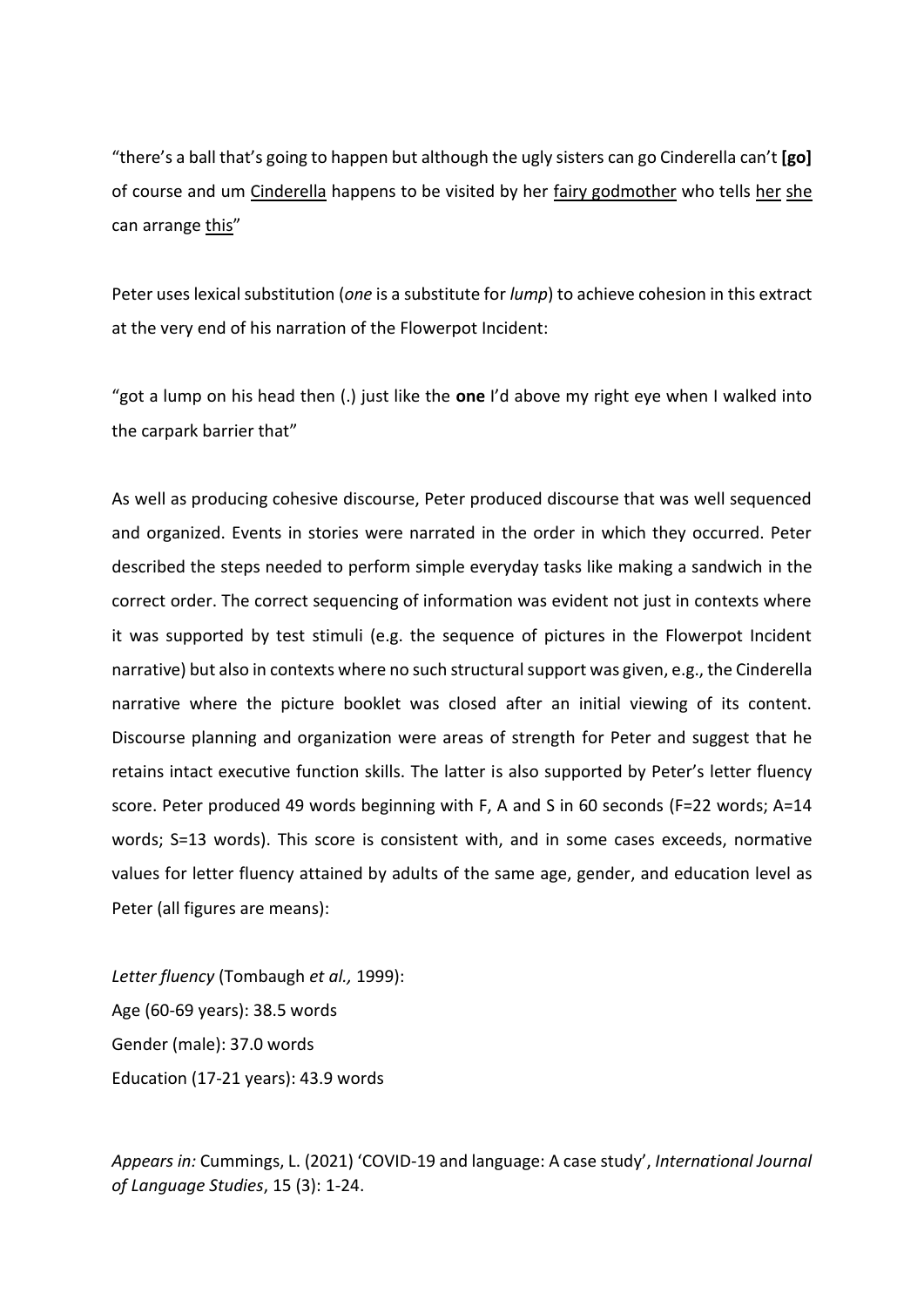"there's a ball that's going to happen but although the ugly sisters can go Cinderella can't **[go]** of course and um <u>Cinderella</u> happens to be visited by her <u>fairy godmother</u> who tells <u>her</u> <u>she</u> can arrange <u>this</u>"

Peter uses lexical substitution (*one* is a substitute for *lump*) to achieve cohesion in this extract at the very end of his narration of the Flowerpot Incident:

"got a lump on his head then (.) just like the **one** I'd above my right eye when I walked into the carpark barrier that"

As well as producing cohesive discourse, Peter produced discourse that was well sequenced and organized. Events in stories were narrated in the order in which they occurred. Peter described the steps needed to perform simple everyday tasks like making a sandwich in the correct order. The correct sequencing of information was evident not just in contexts where it was supported by test stimuli (e.g. the sequence of pictures in the Flowerpot Incident narrative) but also in contexts where no such structural support was given, e.g., the Cinderella narrative where the picture booklet was closed after an initial viewing of its content. Discourse planning and organization were areas of strength for Peter and suggest that he retains intact executive function skills. The latter is also supported by Peter's letter fluency score. Peter produced 49 words beginning with F, A and S in 60 seconds (F=22 words; A=14 words; S=13 words). This score is consistent with, and in some cases exceeds, normative values for letter fluency attained by adults of the same age, gender, and education level as Peter (all figures are means):

*Letter fluency* (Tombaugh *et al.,* 1999):
Age (60-69 years): 38.5 words
Gender (male): 37.0 words
Education (17-21 years): 43.9 words

*Appears in:* Cummings, L. (2021) 'COVID-19 and language: A case study', *International Journal of Language Studies*, 15 (3): 1-24.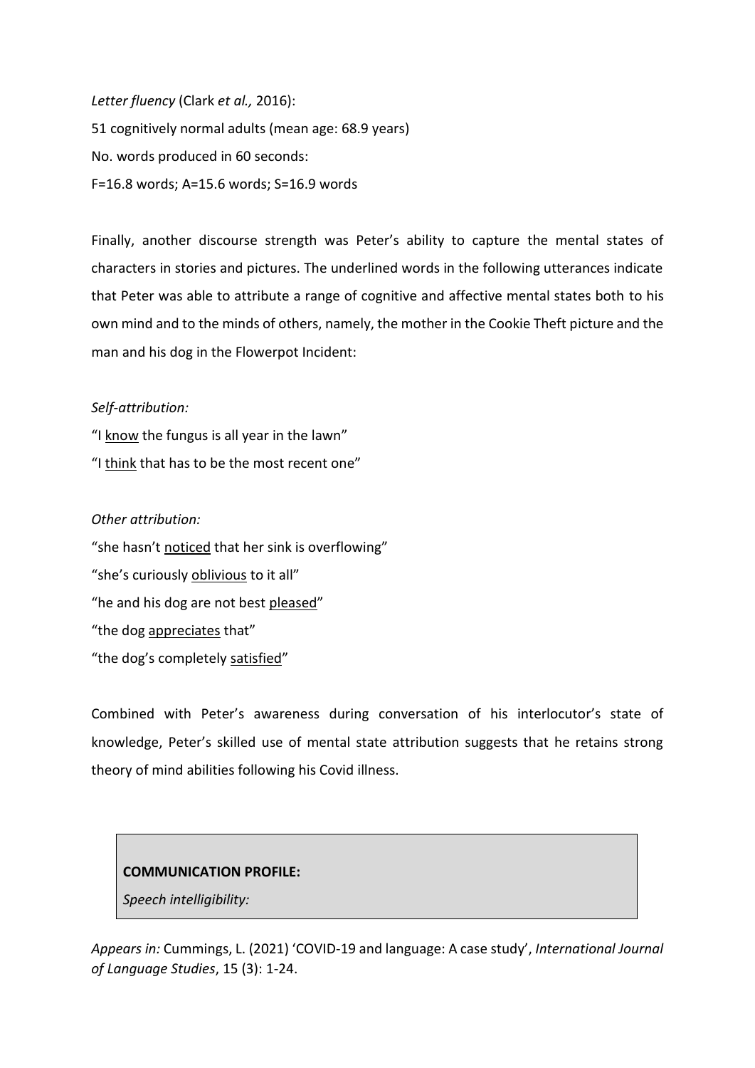*Letter fluency* (Clark *et al.,* 2016):
51 cognitively normal adults (mean age: 68.9 years)
No. words produced in 60 seconds:
F=16.8 words; A=15.6 words; S=16.9 words

Finally, another discourse strength was Peter's ability to capture the mental states of characters in stories and pictures. The underlined words in the following utterances indicate that Peter was able to attribute a range of cognitive and affective mental states both to his own mind and to the minds of others, namely, the mother in the Cookie Theft picture and the man and his dog in the Flowerpot Incident:

*Self-attribution:*
"I <u>know</u> the fungus is all year in the lawn"
"I <u>think</u> that has to be the most recent one"

*Other attribution:*
"she hasn't <u>noticed</u> that her sink is overflowing"
"she's curiously <u>oblivious</u> to it all"
"he and his dog are not best <u>pleased</u>"
"the dog <u>appreciates</u> that"
"the dog's completely <u>satisfied</u>"

Combined with Peter's awareness during conversation of his interlocutor's state of knowledge, Peter's skilled use of mental state attribution suggests that he retains strong theory of mind abilities following his Covid illness.

**COMMUNICATION PROFILE:**

*Speech intelligibility:*

*Appears in:* Cummings, L. (2021) 'COVID-19 and language: A case study', *International Journal of Language Studies*, 15 (3): 1-24.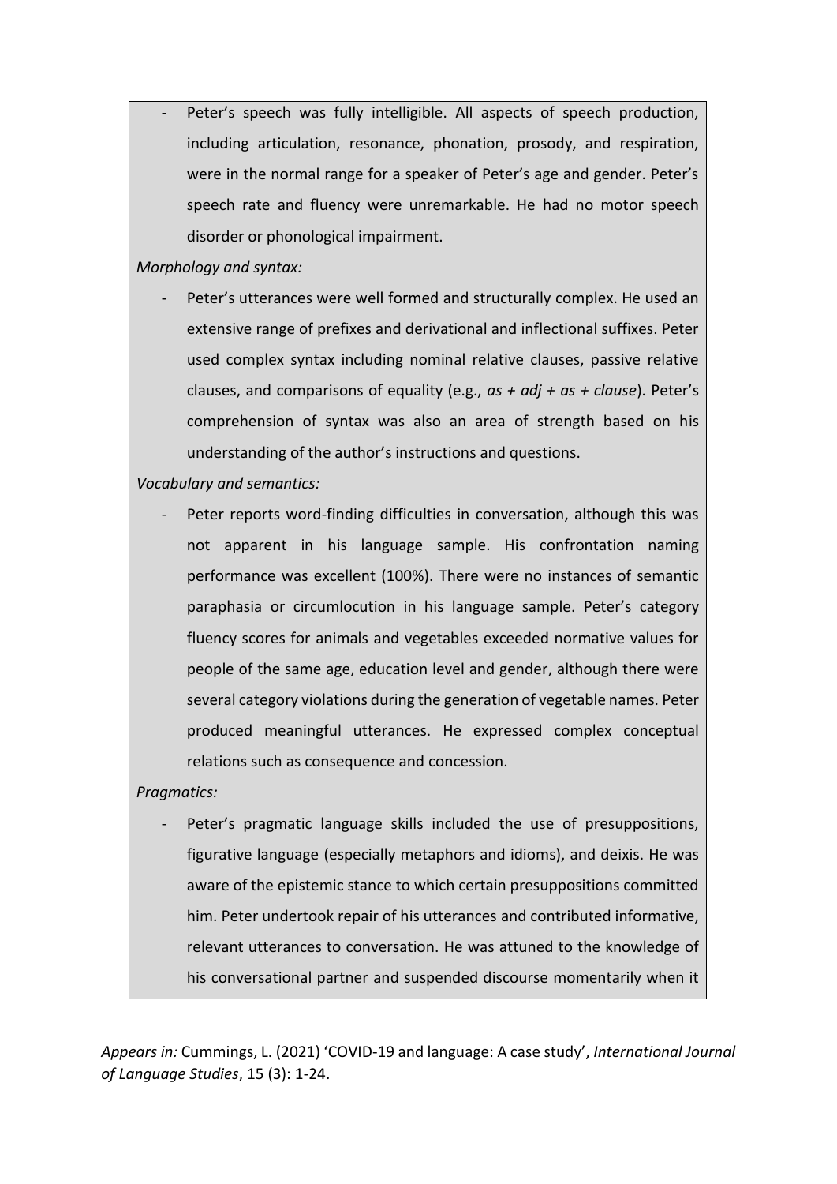- Peter's speech was fully intelligible. All aspects of speech production, including articulation, resonance, phonation, prosody, and respiration, were in the normal range for a speaker of Peter's age and gender. Peter's speech rate and fluency were unremarkable. He had no motor speech disorder or phonological impairment.

*Morphology and syntax:*

- Peter's utterances were well formed and structurally complex. He used an extensive range of prefixes and derivational and inflectional suffixes. Peter used complex syntax including nominal relative clauses, passive relative clauses, and comparisons of equality (e.g., *as + adj + as + clause*). Peter's comprehension of syntax was also an area of strength based on his understanding of the author's instructions and questions.

*Vocabulary and semantics:*

- Peter reports word-finding difficulties in conversation, although this was not apparent in his language sample. His confrontation naming performance was excellent (100%). There were no instances of semantic paraphasia or circumlocution in his language sample. Peter's category fluency scores for animals and vegetables exceeded normative values for people of the same age, education level and gender, although there were several category violations during the generation of vegetable names. Peter produced meaningful utterances. He expressed complex conceptual relations such as consequence and concession.

*Pragmatics:*

- Peter's pragmatic language skills included the use of presuppositions, figurative language (especially metaphors and idioms), and deixis. He was aware of the epistemic stance to which certain presuppositions committed him. Peter undertook repair of his utterances and contributed informative, relevant utterances to conversation. He was attuned to the knowledge of his conversational partner and suspended discourse momentarily when it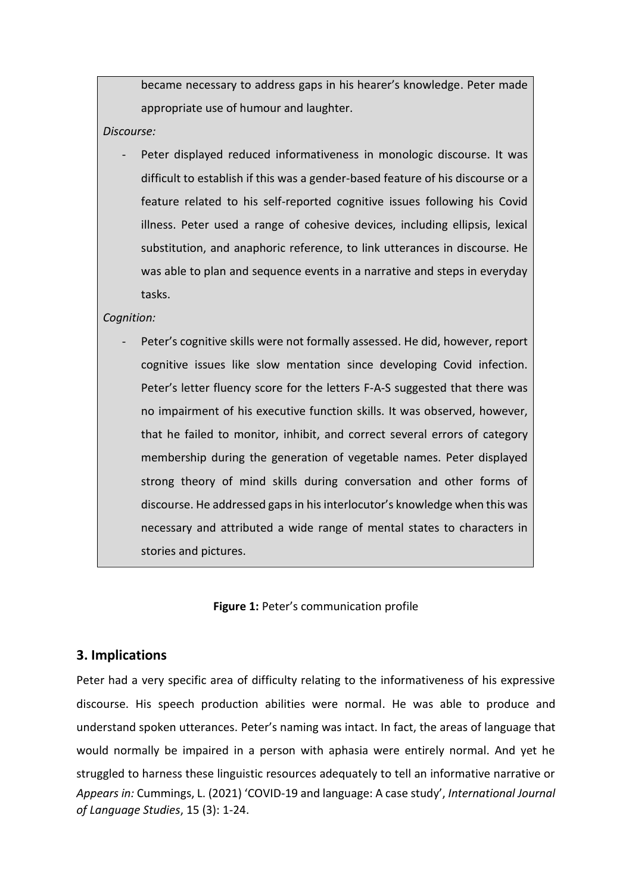became necessary to address gaps in his hearer's knowledge. Peter made appropriate use of humour and laughter.

*Discourse:*

- Peter displayed reduced informativeness in monologic discourse. It was difficult to establish if this was a gender-based feature of his discourse or a feature related to his self-reported cognitive issues following his Covid illness. Peter used a range of cohesive devices, including ellipsis, lexical substitution, and anaphoric reference, to link utterances in discourse. He was able to plan and sequence events in a narrative and steps in everyday tasks.

*Cognition:*

- Peter's cognitive skills were not formally assessed. He did, however, report cognitive issues like slow mentation since developing Covid infection. Peter's letter fluency score for the letters F-A-S suggested that there was no impairment of his executive function skills. It was observed, however, that he failed to monitor, inhibit, and correct several errors of category membership during the generation of vegetable names. Peter displayed strong theory of mind skills during conversation and other forms of discourse. He addressed gaps in his interlocutor's knowledge when this was necessary and attributed a wide range of mental states to characters in stories and pictures.

**Figure 1:** Peter's communication profile

## 3. Implications

Peter had a very specific area of difficulty relating to the informativeness of his expressive discourse. His speech production abilities were normal. He was able to produce and understand spoken utterances. Peter's naming was intact. In fact, the areas of language that would normally be impaired in a person with aphasia were entirely normal. And yet he struggled to harness these linguistic resources adequately to tell an informative narrative or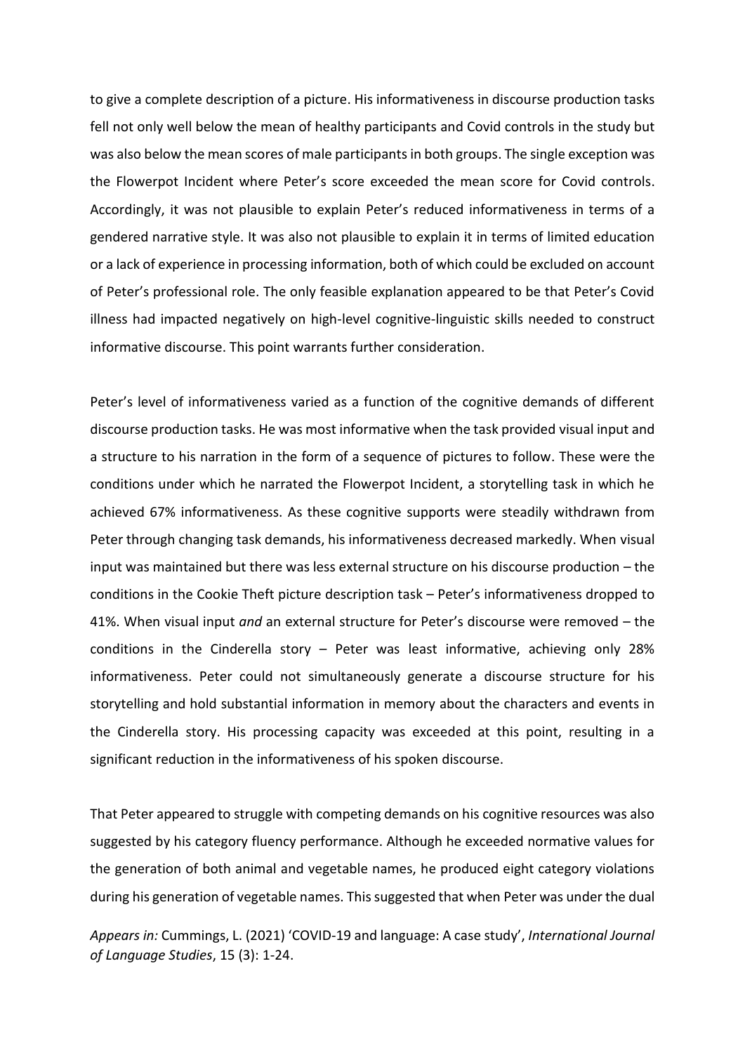to give a complete description of a picture. His informativeness in discourse production tasks fell not only well below the mean of healthy participants and Covid controls in the study but was also below the mean scores of male participants in both groups. The single exception was the Flowerpot Incident where Peter's score exceeded the mean score for Covid controls. Accordingly, it was not plausible to explain Peter's reduced informativeness in terms of a gendered narrative style. It was also not plausible to explain it in terms of limited education or a lack of experience in processing information, both of which could be excluded on account of Peter's professional role. The only feasible explanation appeared to be that Peter's Covid illness had impacted negatively on high-level cognitive-linguistic skills needed to construct informative discourse. This point warrants further consideration.

Peter's level of informativeness varied as a function of the cognitive demands of different discourse production tasks. He was most informative when the task provided visual input and a structure to his narration in the form of a sequence of pictures to follow. These were the conditions under which he narrated the Flowerpot Incident, a storytelling task in which he achieved 67% informativeness. As these cognitive supports were steadily withdrawn from Peter through changing task demands, his informativeness decreased markedly. When visual input was maintained but there was less external structure on his discourse production – the conditions in the Cookie Theft picture description task – Peter's informativeness dropped to 41%. When visual input *and* an external structure for Peter's discourse were removed – the conditions in the Cinderella story – Peter was least informative, achieving only 28% informativeness. Peter could not simultaneously generate a discourse structure for his storytelling and hold substantial information in memory about the characters and events in the Cinderella story. His processing capacity was exceeded at this point, resulting in a significant reduction in the informativeness of his spoken discourse.

That Peter appeared to struggle with competing demands on his cognitive resources was also suggested by his category fluency performance. Although he exceeded normative values for the generation of both animal and vegetable names, he produced eight category violations during his generation of vegetable names. This suggested that when Peter was under the dual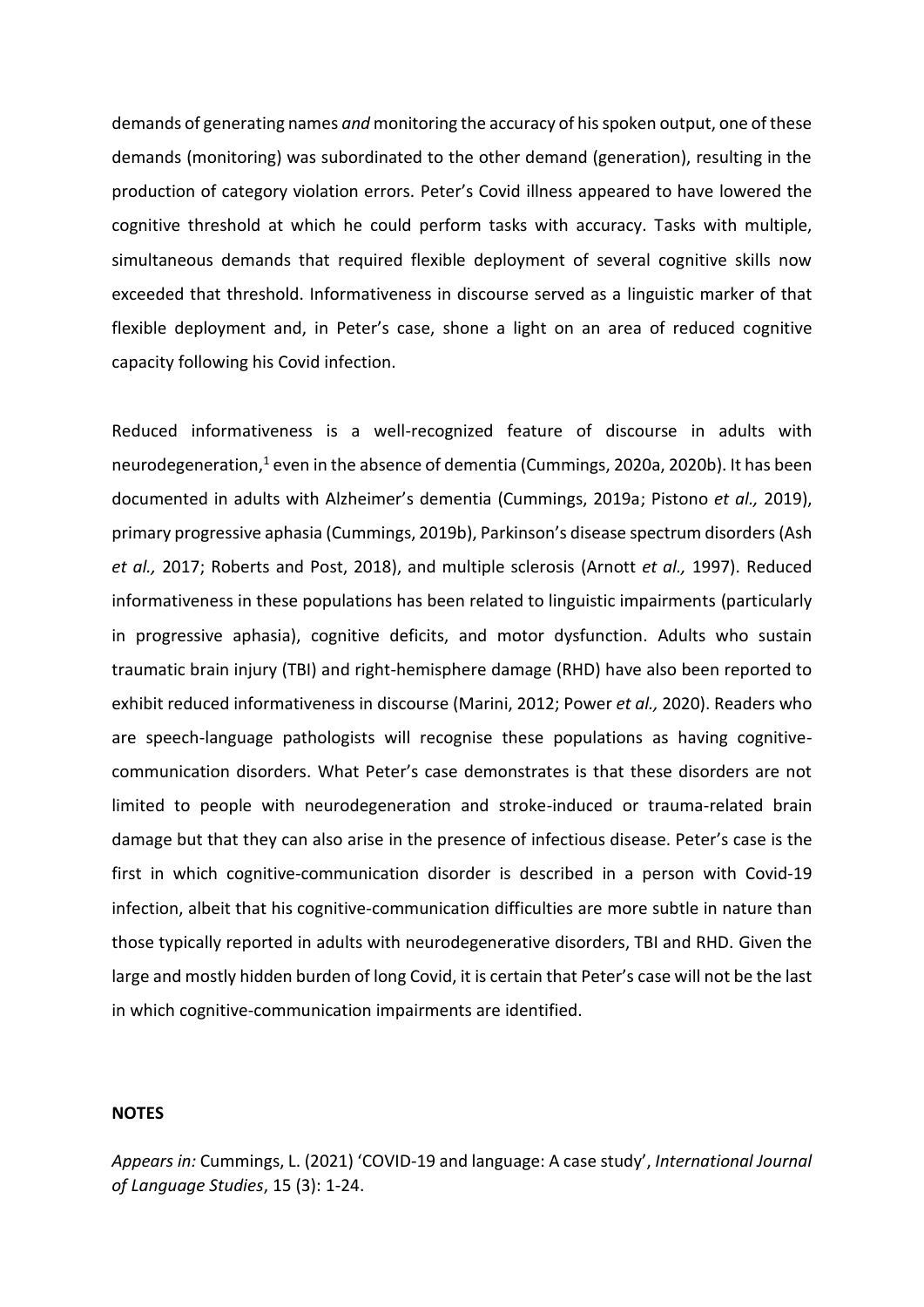demands of generating names *and* monitoring the accuracy of his spoken output, one of these demands (monitoring) was subordinated to the other demand (generation), resulting in the production of category violation errors. Peter's Covid illness appeared to have lowered the cognitive threshold at which he could perform tasks with accuracy. Tasks with multiple, simultaneous demands that required flexible deployment of several cognitive skills now exceeded that threshold. Informativeness in discourse served as a linguistic marker of that flexible deployment and, in Peter's case, shone a light on an area of reduced cognitive capacity following his Covid infection.

Reduced informativeness is a well-recognized feature of discourse in adults with neurodegeneration,[1] even in the absence of dementia (Cummings, 2020a, 2020b). It has been documented in adults with Alzheimer's dementia (Cummings, 2019a; Pistono *et al.,* 2019), primary progressive aphasia (Cummings, 2019b), Parkinson's disease spectrum disorders (Ash *et al.,* 2017; Roberts and Post, 2018), and multiple sclerosis (Arnott *et al.,* 1997). Reduced informativeness in these populations has been related to linguistic impairments (particularly in progressive aphasia), cognitive deficits, and motor dysfunction. Adults who sustain traumatic brain injury (TBI) and right-hemisphere damage (RHD) have also been reported to exhibit reduced informativeness in discourse (Marini, 2012; Power *et al.,* 2020). Readers who are speech-language pathologists will recognise these populations as having cognitive-communication disorders. What Peter's case demonstrates is that these disorders are not limited to people with neurodegeneration and stroke-induced or trauma-related brain damage but that they can also arise in the presence of infectious disease. Peter's case is the first in which cognitive-communication disorder is described in a person with Covid-19 infection, albeit that his cognitive-communication difficulties are more subtle in nature than those typically reported in adults with neurodegenerative disorders, TBI and RHD. Given the large and mostly hidden burden of long Covid, it is certain that Peter's case will not be the last in which cognitive-communication impairments are identified.

## NOTES

*Appears in:* Cummings, L. (2021) 'COVID-19 and language: A case study', *International Journal of Language Studies*, 15 (3): 1-24.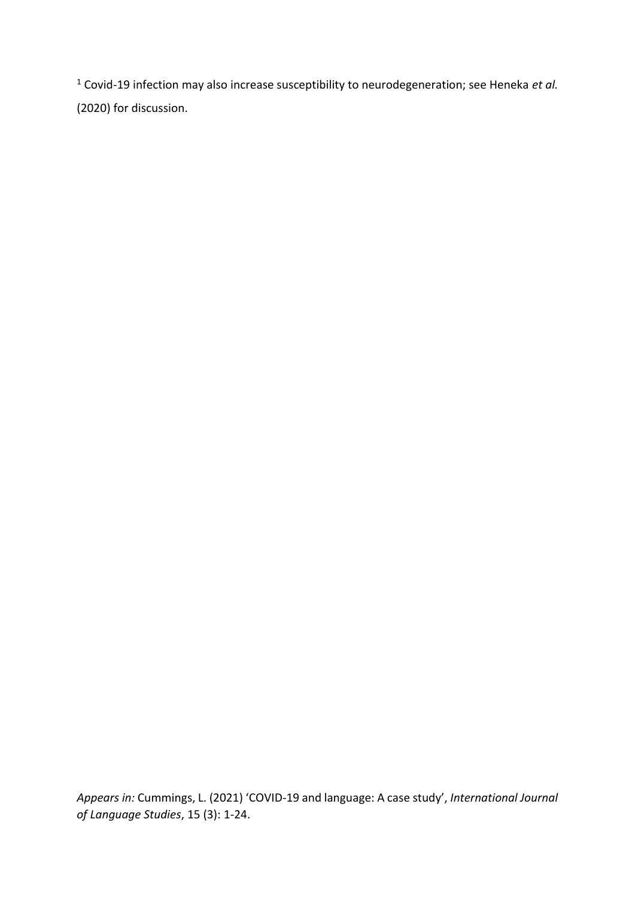[1] Covid-19 infection may also increase susceptibility to neurodegeneration; see Heneka *et al.* (2020) for discussion.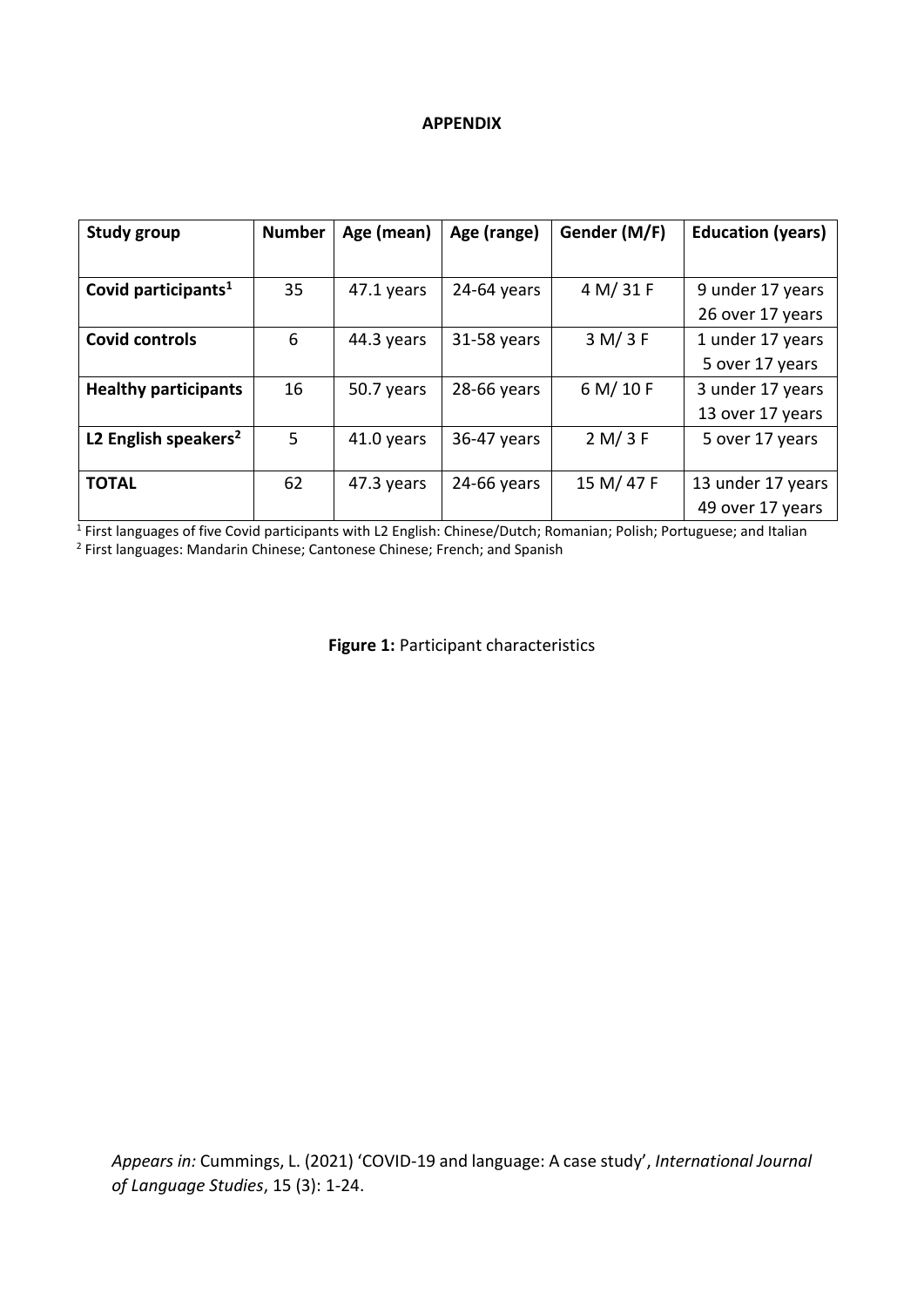**APPENDIX**

| Study group | Number | Age (mean) | Age (range) | Gender (M/F) | Education (years) |
|---|---|---|---|---|---|
| **Covid participants[1]** | 35 | 47.1 years | 24-64 years | 4 M/ 31 F | 9 under 17 years<br>26 over 17 years |
| **Covid controls** | 6 | 44.3 years | 31-58 years | 3 M/ 3 F | 1 under 17 years<br>5 over 17 years |
| **Healthy participants** | 16 | 50.7 years | 28-66 years | 6 M/ 10 F | 3 under 17 years<br>13 over 17 years |
| **L2 English speakers[2]** | 5 | 41.0 years | 36-47 years | 2 M/ 3 F | 5 over 17 years |
| **TOTAL** | 62 | 47.3 years | 24-66 years | 15 M/ 47 F | 13 under 17 years<br>49 over 17 years |

[1] First languages of five Covid participants with L2 English: Chinese/Dutch; Romanian; Polish; Portuguese; and Italian
[2] First languages: Mandarin Chinese; Cantonese Chinese; French; and Spanish

**Figure 1:** Participant characteristics

*Appears in:* Cummings, L. (2021) 'COVID-19 and language: A case study', *International Journal of Language Studies*, 15 (3): 1-24.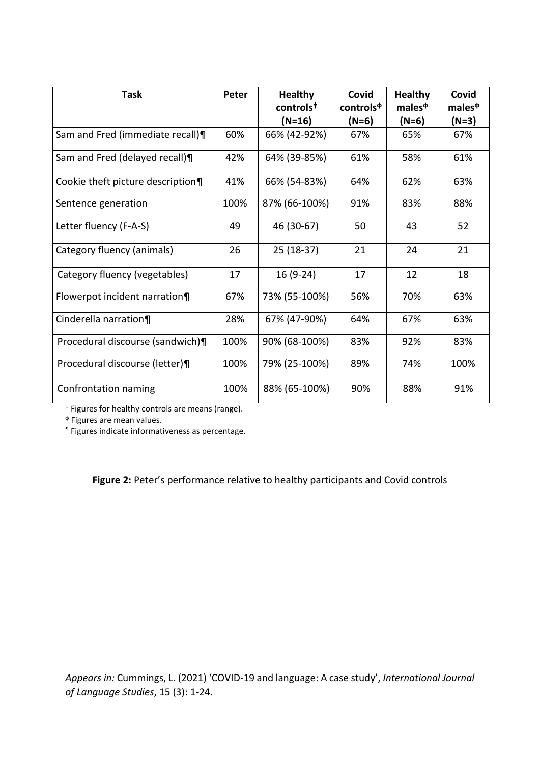| Task | Peter | Healthy controls‡ (N=16) | Covid controls[ɸ] (N=6) | Healthy males[ɸ] (N=6) | Covid males[ɸ] (N=3) |
|---|---|---|---|---|---|
| Sam and Fred (immediate recall)¶ | 60% | 66% (42-92%) | 67% | 65% | 67% |
| Sam and Fred (delayed recall)¶ | 42% | 64% (39-85%) | 61% | 58% | 61% |
| Cookie theft picture description¶ | 41% | 66% (54-83%) | 64% | 62% | 63% |
| Sentence generation | 100% | 87% (66-100%) | 91% | 83% | 88% |
| Letter fluency (F-A-S) | 49 | 46 (30-67) | 50 | 43 | 52 |
| Category fluency (animals) | 26 | 25 (18-37) | 21 | 24 | 21 |
| Category fluency (vegetables) | 17 | 16 (9-24) | 17 | 12 | 18 |
| Flowerpot incident narration¶ | 67% | 73% (55-100%) | 56% | 70% | 63% |
| Cinderella narration¶ | 28% | 67% (47-90%) | 64% | 67% | 63% |
| Procedural discourse (sandwich)¶ | 100% | 90% (68-100%) | 83% | 92% | 83% |
| Procedural discourse (letter)¶ | 100% | 79% (25-100%) | 89% | 74% | 100% |
| Confrontation naming | 100% | 88% (65-100%) | 90% | 88% | 91% |

‡ Figures for healthy controls are means (range).

ɸ Figures are mean values.

¶ Figures indicate informativeness as percentage.

**Figure 2:** Peter's performance relative to healthy participants and Covid controls

*Appears in:* Cummings, L. (2021) 'COVID-19 and language: A case study', *International Journal of Language Studies*, 15 (3): 1-24.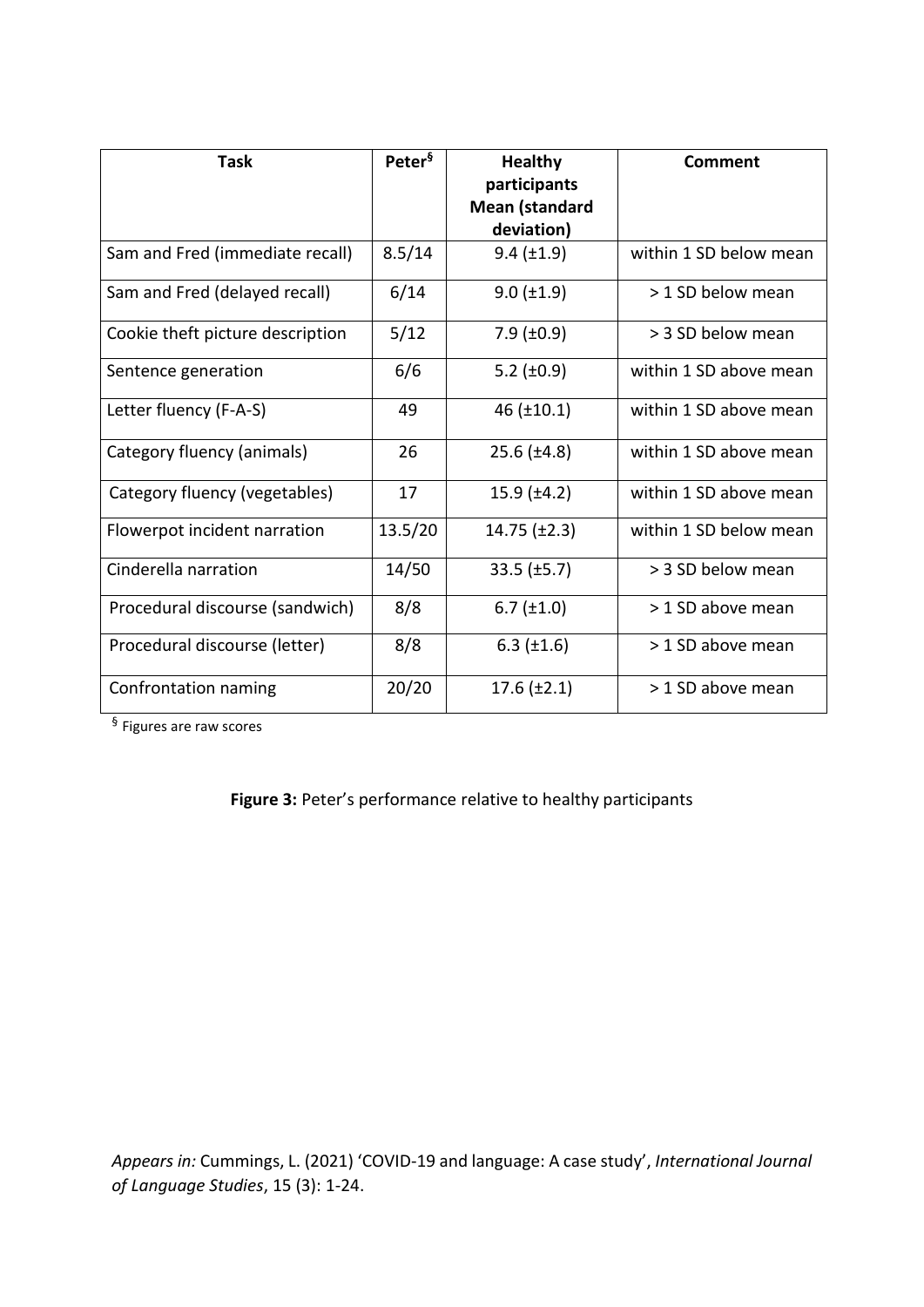| Task | Peter[§] | Healthy participants Mean (standard deviation) | Comment |
|---|---|---|---|
| Sam and Fred (immediate recall) | 8.5/14 | 9.4 (±1.9) | within 1 SD below mean |
| Sam and Fred (delayed recall) | 6/14 | 9.0 (±1.9) | > 1 SD below mean |
| Cookie theft picture description | 5/12 | 7.9 (±0.9) | > 3 SD below mean |
| Sentence generation | 6/6 | 5.2 (±0.9) | within 1 SD above mean |
| Letter fluency (F-A-S) | 49 | 46 (±10.1) | within 1 SD above mean |
| Category fluency (animals) | 26 | 25.6 (±4.8) | within 1 SD above mean |
| Category fluency (vegetables) | 17 | 15.9 (±4.2) | within 1 SD above mean |
| Flowerpot incident narration | 13.5/20 | 14.75 (±2.3) | within 1 SD below mean |
| Cinderella narration | 14/50 | 33.5 (±5.7) | > 3 SD below mean |
| Procedural discourse (sandwich) | 8/8 | 6.7 (±1.0) | > 1 SD above mean |
| Procedural discourse (letter) | 8/8 | 6.3 (±1.6) | > 1 SD above mean |
| Confrontation naming | 20/20 | 17.6 (±2.1) | > 1 SD above mean |

[§] Figures are raw scores

**Figure 3:** Peter's performance relative to healthy participants

*Appears in:* Cummings, L. (2021) 'COVID-19 and language: A case study', *International Journal of Language Studies*, 15 (3): 1-24.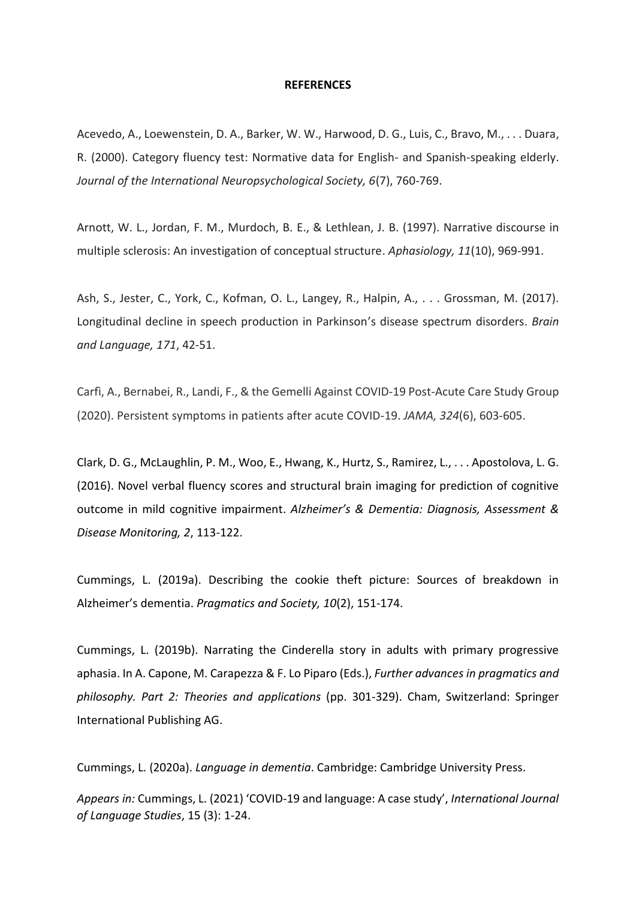**REFERENCES**

Acevedo, A., Loewenstein, D. A., Barker, W. W., Harwood, D. G., Luis, C., Bravo, M., . . . Duara, R. (2000). Category fluency test: Normative data for English- and Spanish-speaking elderly. *Journal of the International Neuropsychological Society, 6*(7), 760-769.

Arnott, W. L., Jordan, F. M., Murdoch, B. E., & Lethlean, J. B. (1997). Narrative discourse in multiple sclerosis: An investigation of conceptual structure. *Aphasiology, 11*(10), 969-991.

Ash, S., Jester, C., York, C., Kofman, O. L., Langey, R., Halpin, A., . . . Grossman, M. (2017). Longitudinal decline in speech production in Parkinson's disease spectrum disorders. *Brain and Language, 171*, 42-51.

Carfì, A., Bernabei, R., Landi, F., & the Gemelli Against COVID-19 Post-Acute Care Study Group (2020). Persistent symptoms in patients after acute COVID-19. *JAMA, 324*(6), 603-605.

Clark, D. G., McLaughlin, P. M., Woo, E., Hwang, K., Hurtz, S., Ramirez, L., . . . Apostolova, L. G. (2016). Novel verbal fluency scores and structural brain imaging for prediction of cognitive outcome in mild cognitive impairment. *Alzheimer's & Dementia: Diagnosis, Assessment & Disease Monitoring, 2*, 113-122.

Cummings, L. (2019a). Describing the cookie theft picture: Sources of breakdown in Alzheimer's dementia. *Pragmatics and Society, 10*(2), 151-174.

Cummings, L. (2019b). Narrating the Cinderella story in adults with primary progressive aphasia. In A. Capone, M. Carapezza & F. Lo Piparo (Eds.), *Further advances in pragmatics and philosophy. Part 2: Theories and applications* (pp. 301-329). Cham, Switzerland: Springer International Publishing AG.

Cummings, L. (2020a). *Language in dementia*. Cambridge: Cambridge University Press.

*Appears in:* Cummings, L. (2021) 'COVID-19 and language: A case study', *International Journal of Language Studies*, 15 (3): 1-24.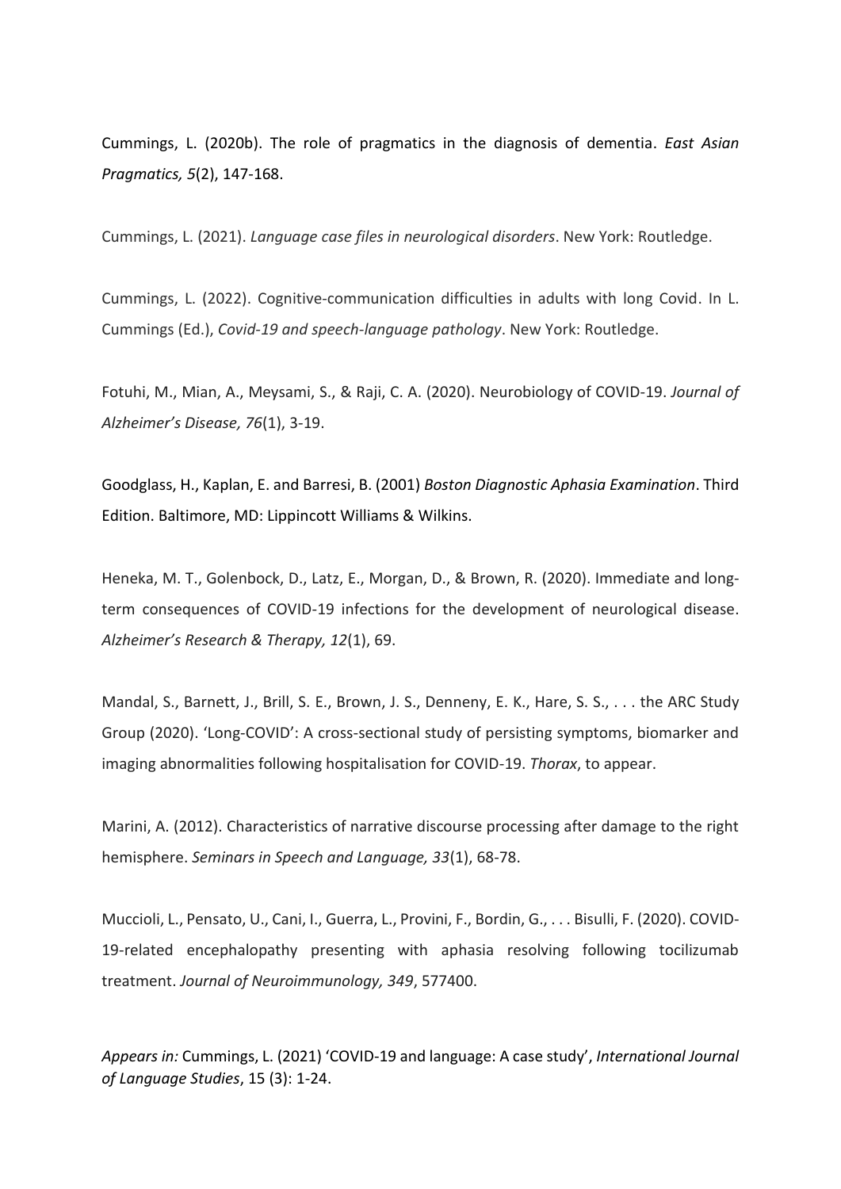Cummings, L. (2020b). The role of pragmatics in the diagnosis of dementia. *East Asian Pragmatics, 5*(2), 147-168.

Cummings, L. (2021). *Language case files in neurological disorders*. New York: Routledge.

Cummings, L. (2022). Cognitive-communication difficulties in adults with long Covid. In L. Cummings (Ed.), *Covid-19 and speech-language pathology*. New York: Routledge.

Fotuhi, M., Mian, A., Meysami, S., & Raji, C. A. (2020). Neurobiology of COVID-19. *Journal of Alzheimer's Disease, 76*(1), 3-19.

Goodglass, H., Kaplan, E. and Barresi, B. (2001) *Boston Diagnostic Aphasia Examination*. Third Edition. Baltimore, MD: Lippincott Williams & Wilkins.

Heneka, M. T., Golenbock, D., Latz, E., Morgan, D., & Brown, R. (2020). Immediate and long-term consequences of COVID-19 infections for the development of neurological disease. *Alzheimer's Research & Therapy, 12*(1), 69.

Mandal, S., Barnett, J., Brill, S. E., Brown, J. S., Denneny, E. K., Hare, S. S., . . . the ARC Study Group (2020). 'Long-COVID': A cross-sectional study of persisting symptoms, biomarker and imaging abnormalities following hospitalisation for COVID-19. *Thorax*, to appear.

Marini, A. (2012). Characteristics of narrative discourse processing after damage to the right hemisphere. *Seminars in Speech and Language, 33*(1), 68-78.

Muccioli, L., Pensato, U., Cani, I., Guerra, L., Provini, F., Bordin, G., . . . Bisulli, F. (2020). COVID-19-related encephalopathy presenting with aphasia resolving following tocilizumab treatment. *Journal of Neuroimmunology, 349*, 577400.

*Appears in:* Cummings, L. (2021) 'COVID-19 and language: A case study', *International Journal of Language Studies*, 15 (3): 1-24.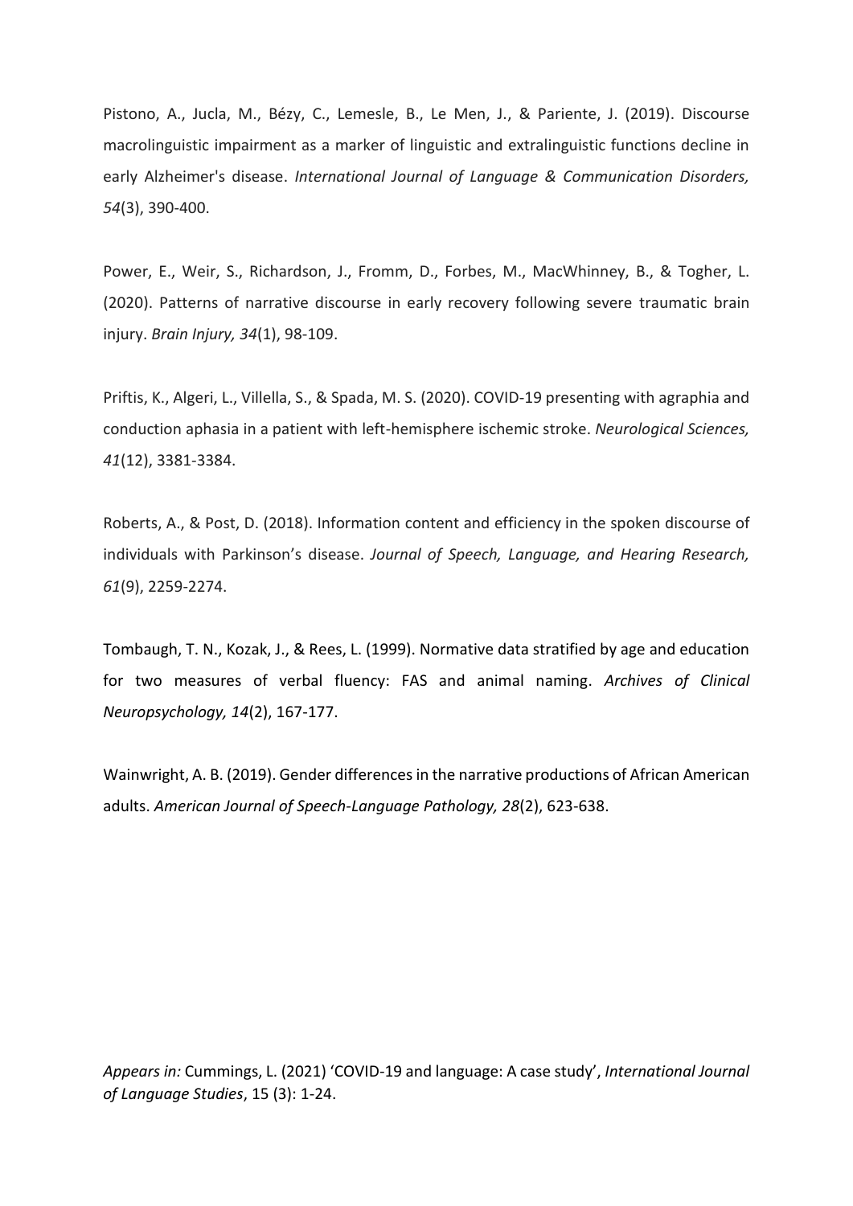Pistono, A., Jucla, M., Bézy, C., Lemesle, B., Le Men, J., & Pariente, J. (2019). Discourse macrolinguistic impairment as a marker of linguistic and extralinguistic functions decline in early Alzheimer's disease. *International Journal of Language & Communication Disorders, 54*(3), 390-400.

Power, E., Weir, S., Richardson, J., Fromm, D., Forbes, M., MacWhinney, B., & Togher, L. (2020). Patterns of narrative discourse in early recovery following severe traumatic brain injury. *Brain Injury, 34*(1), 98-109.

Priftis, K., Algeri, L., Villella, S., & Spada, M. S. (2020). COVID-19 presenting with agraphia and conduction aphasia in a patient with left-hemisphere ischemic stroke. *Neurological Sciences, 41*(12), 3381-3384.

Roberts, A., & Post, D. (2018). Information content and efficiency in the spoken discourse of individuals with Parkinson's disease. *Journal of Speech, Language, and Hearing Research, 61*(9), 2259-2274.

Tombaugh, T. N., Kozak, J., & Rees, L. (1999). Normative data stratified by age and education for two measures of verbal fluency: FAS and animal naming. *Archives of Clinical Neuropsychology, 14*(2), 167-177.

Wainwright, A. B. (2019). Gender differences in the narrative productions of African American adults. *American Journal of Speech-Language Pathology, 28*(2), 623-638.

*Appears in:* Cummings, L. (2021) 'COVID-19 and language: A case study', *International Journal of Language Studies*, 15 (3): 1-24.